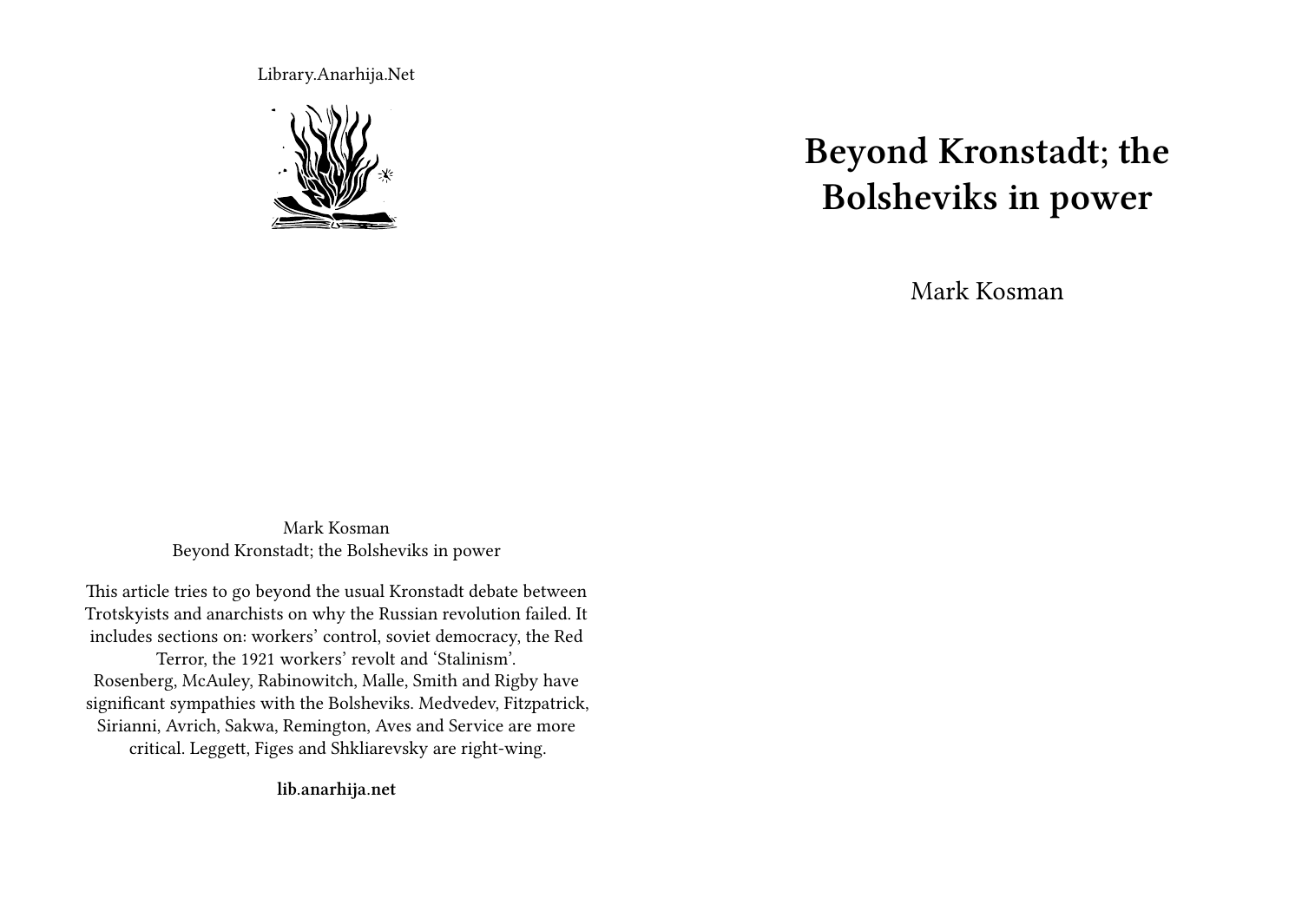Library.Anarhija.Net

# Beyond Kronstadt; the Bolsheviks in power

Mark Kosman

Mark Kosman
Beyond Kronstadt; the Bolsheviks in power

This article tries to go beyond the usual Kronstadt debate between Trotskyists and anarchists on why the Russian revolution failed. It includes sections on: workers' control, soviet democracy, the Red Terror, the 1921 workers' revolt and 'Stalinism'.
Rosenberg, McAuley, Rabinowitch, Malle, Smith and Rigby have significant sympathies with the Bolsheviks. Medvedev, Fitzpatrick, Sirianni, Avrich, Sakwa, Remington, Aves and Service are more critical. Leggett, Figes and Shkliarevsky are right-wing.

**lib.anarhija.net**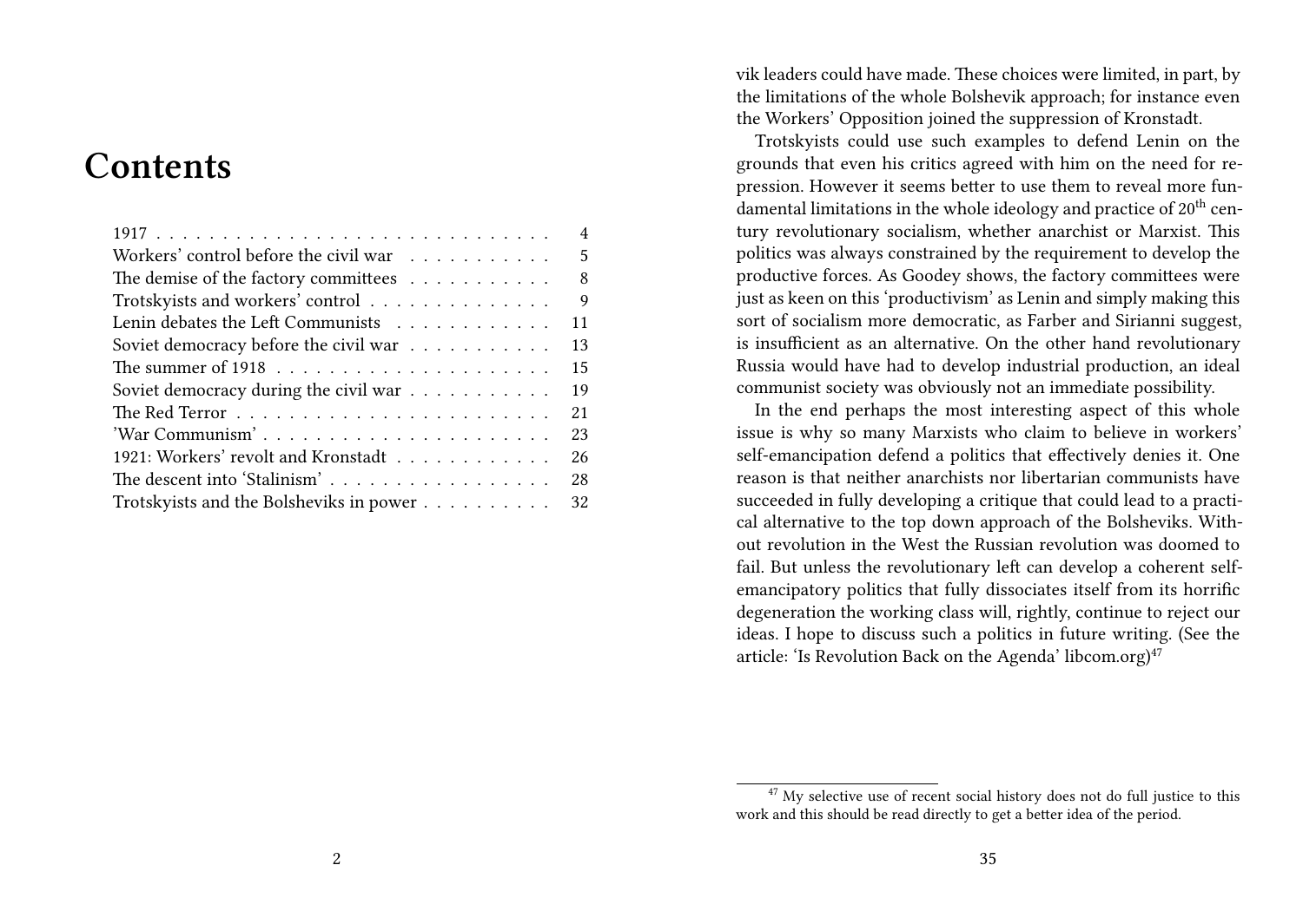# Contents

| | |
|---|---|
| 1917 | 4 |
| Workers' control before the civil war | 5 |
| The demise of the factory committees | 8 |
| Trotskyists and workers' control | 9 |
| Lenin debates the Left Communists | 11 |
| Soviet democracy before the civil war | 13 |
| The summer of 1918 | 15 |
| Soviet democracy during the civil war | 19 |
| The Red Terror | 21 |
| 'War Communism' | 23 |
| 1921: Workers' revolt and Kronstadt | 26 |
| The descent into 'Stalinism' | 28 |
| Trotskyists and the Bolsheviks in power | 32 |

vik leaders could have made. These choices were limited, in part, by the limitations of the whole Bolshevik approach; for instance even the Workers' Opposition joined the suppression of Kronstadt.

Trotskyists could use such examples to defend Lenin on the grounds that even his critics agreed with him on the need for repression. However it seems better to use them to reveal more fundamental limitations in the whole ideology and practice of 20th century revolutionary socialism, whether anarchist or Marxist. This politics was always constrained by the requirement to develop the productive forces. As Goodey shows, the factory committees were just as keen on this 'productivism' as Lenin and simply making this sort of socialism more democratic, as Farber and Sirianni suggest, is insufficient as an alternative. On the other hand revolutionary Russia would have had to develop industrial production, an ideal communist society was obviously not an immediate possibility.

In the end perhaps the most interesting aspect of this whole issue is why so many Marxists who claim to believe in workers' self-emancipation defend a politics that effectively denies it. One reason is that neither anarchists nor libertarian communists have succeeded in fully developing a critique that could lead to a practical alternative to the top down approach of the Bolsheviks. Without revolution in the West the Russian revolution was doomed to fail. But unless the revolutionary left can develop a coherent self-emancipatory politics that fully dissociates itself from its horrific degeneration the working class will, rightly, continue to reject our ideas. I hope to discuss such a politics in future writing. (See the article: 'Is Revolution Back on the Agenda' libcom.org)[47]

[47] My selective use of recent social history does not do full justice to this work and this should be read directly to get a better idea of the period.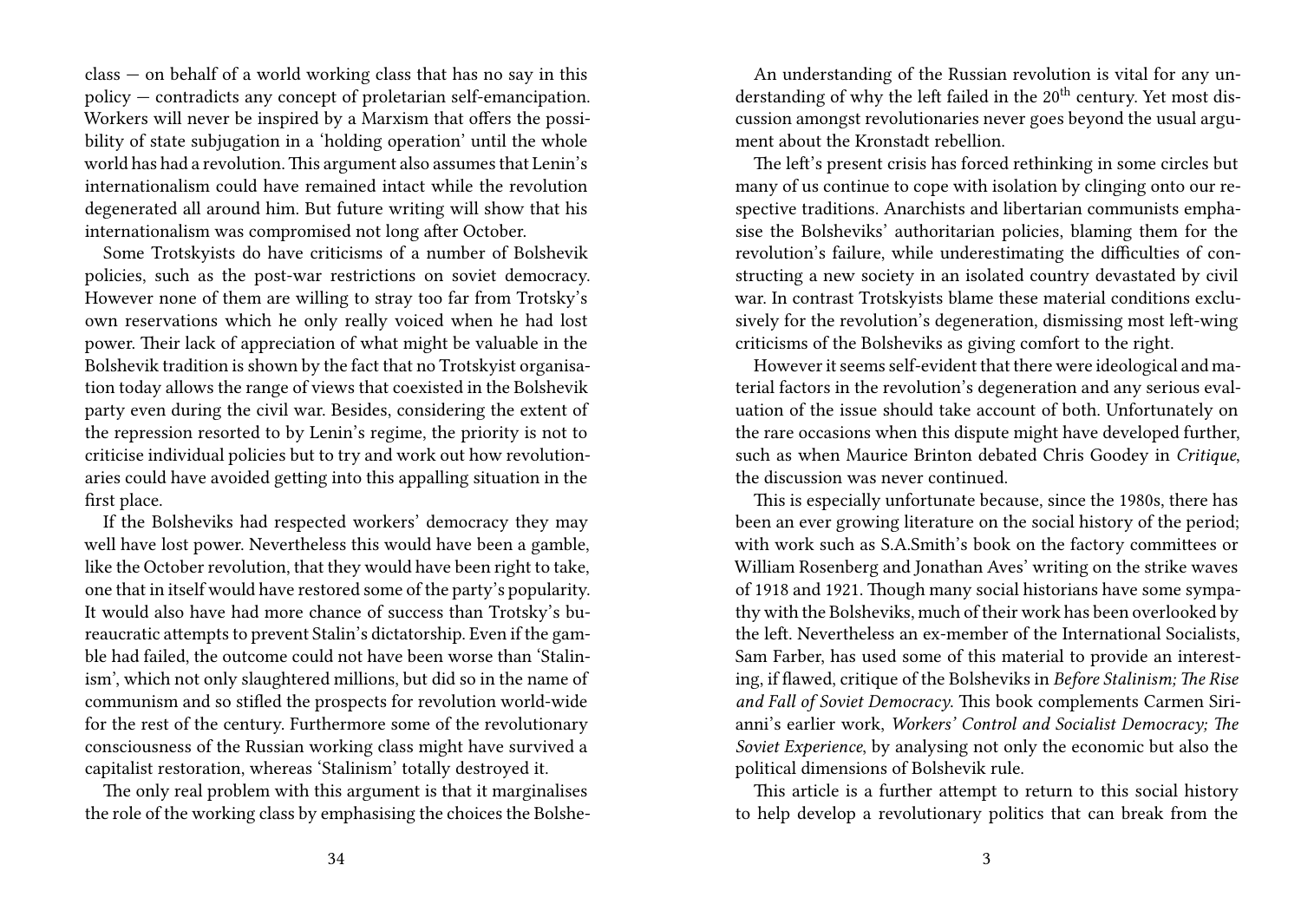class — on behalf of a world working class that has no say in this policy — contradicts any concept of proletarian self-emancipation. Workers will never be inspired by a Marxism that offers the possibility of state subjugation in a 'holding operation' until the whole world has had a revolution. This argument also assumes that Lenin's internationalism could have remained intact while the revolution degenerated all around him. But future writing will show that his internationalism was compromised not long after October.

Some Trotskyists do have criticisms of a number of Bolshevik policies, such as the post-war restrictions on soviet democracy. However none of them are willing to stray too far from Trotsky's own reservations which he only really voiced when he had lost power. Their lack of appreciation of what might be valuable in the Bolshevik tradition is shown by the fact that no Trotskyist organisation today allows the range of views that coexisted in the Bolshevik party even during the civil war. Besides, considering the extent of the repression resorted to by Lenin's regime, the priority is not to criticise individual policies but to try and work out how revolutionaries could have avoided getting into this appalling situation in the first place.

If the Bolsheviks had respected workers' democracy they may well have lost power. Nevertheless this would have been a gamble, like the October revolution, that they would have been right to take, one that in itself would have restored some of the party's popularity. It would also have had more chance of success than Trotsky's bureaucratic attempts to prevent Stalin's dictatorship. Even if the gamble had failed, the outcome could not have been worse than 'Stalinism', which not only slaughtered millions, but did so in the name of communism and so stifled the prospects for revolution world-wide for the rest of the century. Furthermore some of the revolutionary consciousness of the Russian working class might have survived a capitalist restoration, whereas 'Stalinism' totally destroyed it.

The only real problem with this argument is that it marginalises the role of the working class by emphasising the choices the Bolshe-

An understanding of the Russian revolution is vital for any understanding of why the left failed in the 20th century. Yet most discussion amongst revolutionaries never goes beyond the usual argument about the Kronstadt rebellion.

The left's present crisis has forced rethinking in some circles but many of us continue to cope with isolation by clinging onto our respective traditions. Anarchists and libertarian communists emphasise the Bolsheviks' authoritarian policies, blaming them for the revolution's failure, while underestimating the difficulties of constructing a new society in an isolated country devastated by civil war. In contrast Trotskyists blame these material conditions exclusively for the revolution's degeneration, dismissing most left-wing criticisms of the Bolsheviks as giving comfort to the right.

However it seems self-evident that there were ideological and material factors in the revolution's degeneration and any serious evaluation of the issue should take account of both. Unfortunately on the rare occasions when this dispute might have developed further, such as when Maurice Brinton debated Chris Goodey in *Critique*, the discussion was never continued.

This is especially unfortunate because, since the 1980s, there has been an ever growing literature on the social history of the period; with work such as S.A.Smith's book on the factory committees or William Rosenberg and Jonathan Aves' writing on the strike waves of 1918 and 1921. Though many social historians have some sympathy with the Bolsheviks, much of their work has been overlooked by the left. Nevertheless an ex-member of the International Socialists, Sam Farber, has used some of this material to provide an interesting, if flawed, critique of the Bolsheviks in *Before Stalinism; The Rise and Fall of Soviet Democracy*. This book complements Carmen Sirianni's earlier work, *Workers' Control and Socialist Democracy; The Soviet Experience*, by analysing not only the economic but also the political dimensions of Bolshevik rule.

This article is a further attempt to return to this social history to help develop a revolutionary politics that can break from the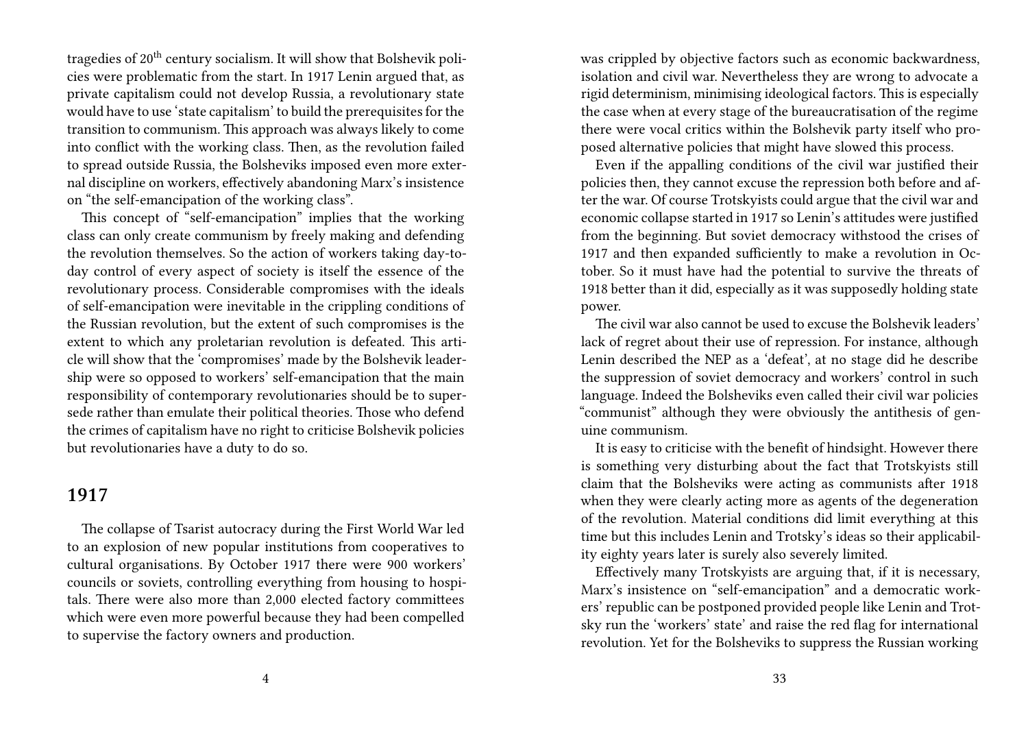tragedies of 20th century socialism. It will show that Bolshevik policies were problematic from the start. In 1917 Lenin argued that, as private capitalism could not develop Russia, a revolutionary state would have to use 'state capitalism' to build the prerequisites for the transition to communism. This approach was always likely to come into conflict with the working class. Then, as the revolution failed to spread outside Russia, the Bolsheviks imposed even more external discipline on workers, effectively abandoning Marx's insistence on "the self-emancipation of the working class".

This concept of "self-emancipation" implies that the working class can only create communism by freely making and defending the revolution themselves. So the action of workers taking day-to-day control of every aspect of society is itself the essence of the revolutionary process. Considerable compromises with the ideals of self-emancipation were inevitable in the crippling conditions of the Russian revolution, but the extent of such compromises is the extent to which any proletarian revolution is defeated. This article will show that the 'compromises' made by the Bolshevik leadership were so opposed to workers' self-emancipation that the main responsibility of contemporary revolutionaries should be to supersede rather than emulate their political theories. Those who defend the crimes of capitalism have no right to criticise Bolshevik policies but revolutionaries have a duty to do so.

## 1917

The collapse of Tsarist autocracy during the First World War led to an explosion of new popular institutions from cooperatives to cultural organisations. By October 1917 there were 900 workers' councils or soviets, controlling everything from housing to hospitals. There were also more than 2,000 elected factory committees which were even more powerful because they had been compelled to supervise the factory owners and production.

was crippled by objective factors such as economic backwardness, isolation and civil war. Nevertheless they are wrong to advocate a rigid determinism, minimising ideological factors. This is especially the case when at every stage of the bureaucratisation of the regime there were vocal critics within the Bolshevik party itself who proposed alternative policies that might have slowed this process.

Even if the appalling conditions of the civil war justified their policies then, they cannot excuse the repression both before and after the war. Of course Trotskyists could argue that the civil war and economic collapse started in 1917 so Lenin's attitudes were justified from the beginning. But soviet democracy withstood the crises of 1917 and then expanded sufficiently to make a revolution in October. So it must have had the potential to survive the threats of 1918 better than it did, especially as it was supposedly holding state power.

The civil war also cannot be used to excuse the Bolshevik leaders' lack of regret about their use of repression. For instance, although Lenin described the NEP as a 'defeat', at no stage did he describe the suppression of soviet democracy and workers' control in such language. Indeed the Bolsheviks even called their civil war policies "communist" although they were obviously the antithesis of genuine communism.

It is easy to criticise with the benefit of hindsight. However there is something very disturbing about the fact that Trotskyists still claim that the Bolsheviks were acting as communists after 1918 when they were clearly acting more as agents of the degeneration of the revolution. Material conditions did limit everything at this time but this includes Lenin and Trotsky's ideas so their applicability eighty years later is surely also severely limited.

Effectively many Trotskyists are arguing that, if it is necessary, Marx's insistence on "self-emancipation" and a democratic workers' republic can be postponed provided people like Lenin and Trotsky run the 'workers' state' and raise the red flag for international revolution. Yet for the Bolsheviks to suppress the Russian working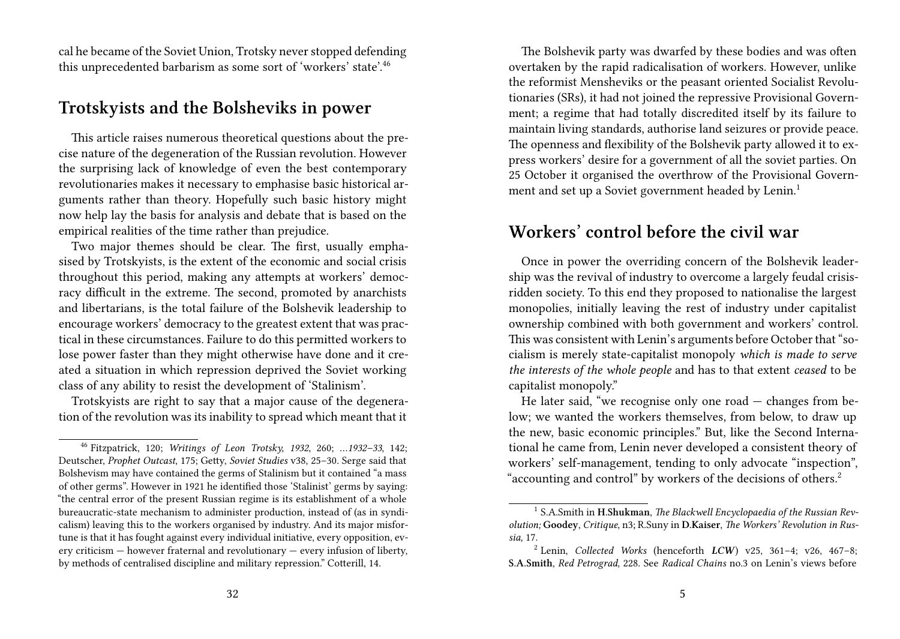cal he became of the Soviet Union, Trotsky never stopped defending this unprecedented barbarism as some sort of 'workers' state'.[46]

## Trotskyists and the Bolsheviks in power

This article raises numerous theoretical questions about the precise nature of the degeneration of the Russian revolution. However the surprising lack of knowledge of even the best contemporary revolutionaries makes it necessary to emphasise basic historical arguments rather than theory. Hopefully such basic history might now help lay the basis for analysis and debate that is based on the empirical realities of the time rather than prejudice.

Two major themes should be clear. The first, usually emphasised by Trotskyists, is the extent of the economic and social crisis throughout this period, making any attempts at workers' democracy difficult in the extreme. The second, promoted by anarchists and libertarians, is the total failure of the Bolshevik leadership to encourage workers' democracy to the greatest extent that was practical in these circumstances. Failure to do this permitted workers to lose power faster than they might otherwise have done and it created a situation in which repression deprived the Soviet working class of any ability to resist the development of 'Stalinism'.

Trotskyists are right to say that a major cause of the degeneration of the revolution was its inability to spread which meant that it

[46] Fitzpatrick, 120; *Writings of Leon Trotsky, 1932*, 260; *…1932–33*, 142; Deutscher, *Prophet Outcast*, 175; Getty, *Soviet Studies* v38, 25–30. Serge said that Bolshevism may have contained the germs of Stalinism but it contained "a mass of other germs". However in 1921 he identified those 'Stalinist' germs by saying: "the central error of the present Russian regime is its establishment of a whole bureaucratic-state mechanism to administer production, instead of (as in syndicalism) leaving this to the workers organised by industry. And its major misfortune is that it has fought against every individual initiative, every opposition, every criticism — however fraternal and revolutionary — every infusion of liberty, by methods of centralised discipline and military repression." Cotterill, 14.

The Bolshevik party was dwarfed by these bodies and was often overtaken by the rapid radicalisation of workers. However, unlike the reformist Mensheviks or the peasant oriented Socialist Revolutionaries (SRs), it had not joined the repressive Provisional Government; a regime that had totally discredited itself by its failure to maintain living standards, authorise land seizures or provide peace. The openness and flexibility of the Bolshevik party allowed it to express workers' desire for a government of all the soviet parties. On 25 October it organised the overthrow of the Provisional Government and set up a Soviet government headed by Lenin.[1]

## Workers' control before the civil war

Once in power the overriding concern of the Bolshevik leadership was the revival of industry to overcome a largely feudal crisis-ridden society. To this end they proposed to nationalise the largest monopolies, initially leaving the rest of industry under capitalist ownership combined with both government and workers' control. This was consistent with Lenin's arguments before October that "socialism is merely state-capitalist monopoly *which is made to serve the interests of the whole people* and has to that extent *ceased* to be capitalist monopoly."

He later said, "we recognise only one road — changes from below; we wanted the workers themselves, from below, to draw up the new, basic economic principles." But, like the Second International he came from, Lenin never developed a consistent theory of workers' self-management, tending to only advocate "inspection", "accounting and control" by workers of the decisions of others.[2]

[1] S.A.Smith in **H.Shukman**, *The Blackwell Encyclopaedia of the Russian Revolution;* **Goodey**, *Critique*, n3; R.Suny in **D.Kaiser**, *The Workers' Revolution in Russia,* 17.

[2] Lenin, *Collected Works* (henceforth ***LCW***) v25, 361–4; v26, 467–8; **S.A.Smith**, *Red Petrograd*, 228. See *Radical Chains* no.3 on Lenin's views before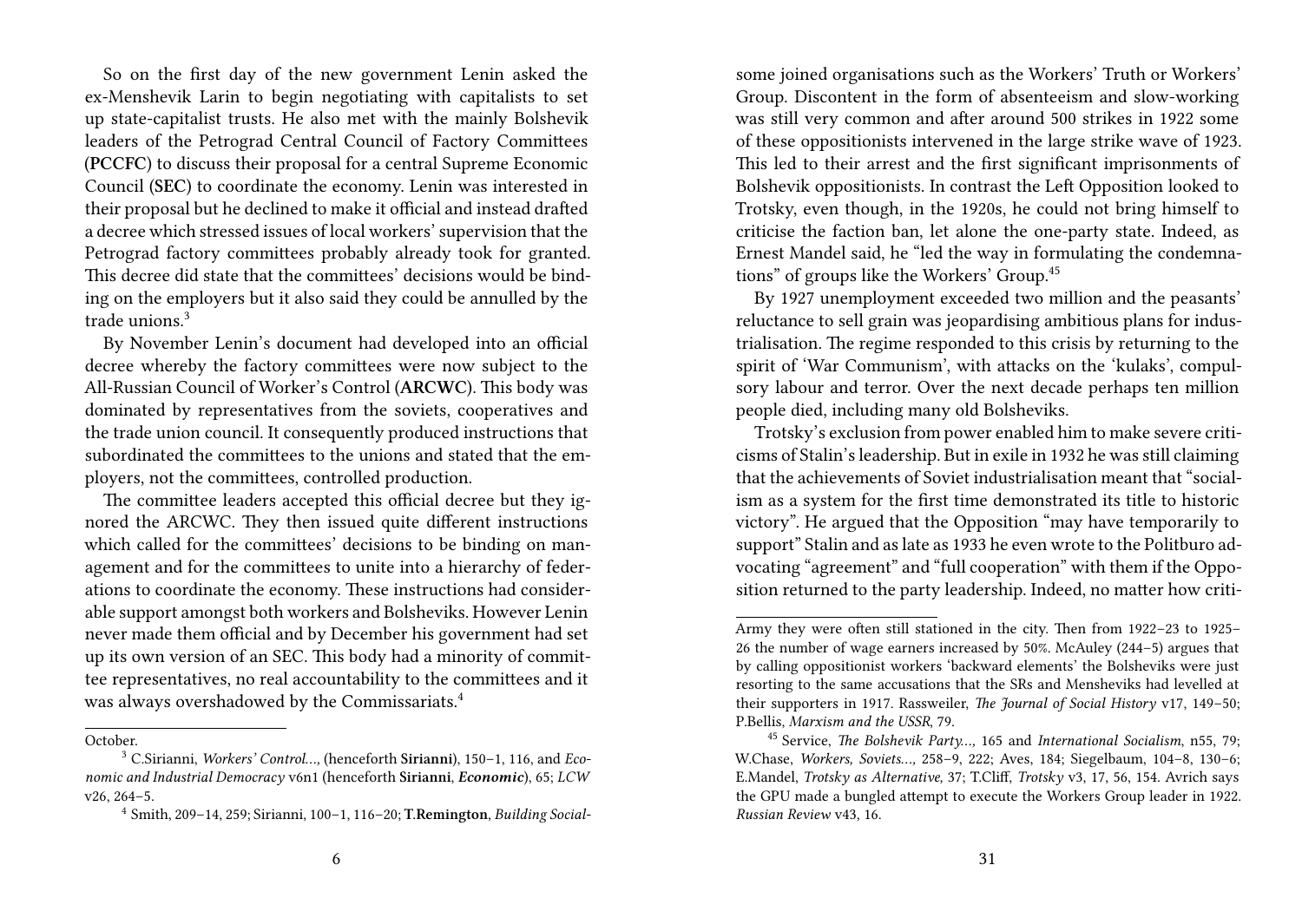So on the first day of the new government Lenin asked the ex-Menshevik Larin to begin negotiating with capitalists to set up state-capitalist trusts. He also met with the mainly Bolshevik leaders of the Petrograd Central Council of Factory Committees (**PCCFC**) to discuss their proposal for a central Supreme Economic Council (**SEC**) to coordinate the economy. Lenin was interested in their proposal but he declined to make it official and instead drafted a decree which stressed issues of local workers' supervision that the Petrograd factory committees probably already took for granted. This decree did state that the committees' decisions would be binding on the employers but it also said they could be annulled by the trade unions.[3]

By November Lenin's document had developed into an official decree whereby the factory committees were now subject to the All-Russian Council of Worker's Control (**ARCWC**). This body was dominated by representatives from the soviets, cooperatives and the trade union council. It consequently produced instructions that subordinated the committees to the unions and stated that the employers, not the committees, controlled production.

The committee leaders accepted this official decree but they ignored the ARCWC. They then issued quite different instructions which called for the committees' decisions to be binding on management and for the committees to unite into a hierarchy of federations to coordinate the economy. These instructions had considerable support amongst both workers and Bolsheviks. However Lenin never made them official and by December his government had set up its own version of an SEC. This body had a minority of committee representatives, no real accountability to the committees and it was always overshadowed by the Commissariats.[4]

October.

[3] C.Sirianni, *Workers' Control…,* (henceforth **Sirianni**), 150–1, 116, and *Economic and Industrial Democracy* v6n1 (henceforth **Sirianni, *Economic***), 65; *LCW* v26, 264–5.

[4] Smith, 209–14, 259; Sirianni, 100–1, 116–20; **T.Remington**, *Building Social-*

some joined organisations such as the Workers' Truth or Workers' Group. Discontent in the form of absenteeism and slow-working was still very common and after around 500 strikes in 1922 some of these oppositionists intervened in the large strike wave of 1923. This led to their arrest and the first significant imprisonments of Bolshevik oppositionists. In contrast the Left Opposition looked to Trotsky, even though, in the 1920s, he could not bring himself to criticise the faction ban, let alone the one-party state. Indeed, as Ernest Mandel said, he "led the way in formulating the condemnations" of groups like the Workers' Group.[45]

By 1927 unemployment exceeded two million and the peasants' reluctance to sell grain was jeopardising ambitious plans for industrialisation. The regime responded to this crisis by returning to the spirit of 'War Communism', with attacks on the 'kulaks', compulsory labour and terror. Over the next decade perhaps ten million people died, including many old Bolsheviks.

Trotsky's exclusion from power enabled him to make severe criticisms of Stalin's leadership. But in exile in 1932 he was still claiming that the achievements of Soviet industrialisation meant that "socialism as a system for the first time demonstrated its title to historic victory". He argued that the Opposition "may have temporarily to support" Stalin and as late as 1933 he even wrote to the Politburo advocating "agreement" and "full cooperation" with them if the Opposition returned to the party leadership. Indeed, no matter how criti-

Army they were often still stationed in the city. Then from 1922–23 to 1925–26 the number of wage earners increased by 50%. McAuley (244–5) argues that by calling oppositionist workers 'backward elements' the Bolsheviks were just resorting to the same accusations that the SRs and Mensheviks had levelled at their supporters in 1917. Rassweiler, *The Journal of Social History* v17, 149–50; P.Bellis, *Marxism and the USSR*, 79.

[45] Service, *The Bolshevik Party…,* 165 and *International Socialism*, n55, 79; W.Chase, *Workers, Soviets…,* 258–9, 222; Aves, 184; Siegelbaum, 104–8, 130–6; E.Mandel, *Trotsky as Alternative,* 37; T.Cliff, *Trotsky* v3, 17, 56, 154. Avrich says the GPU made a bungled attempt to execute the Workers Group leader in 1922. *Russian Review* v43, 16.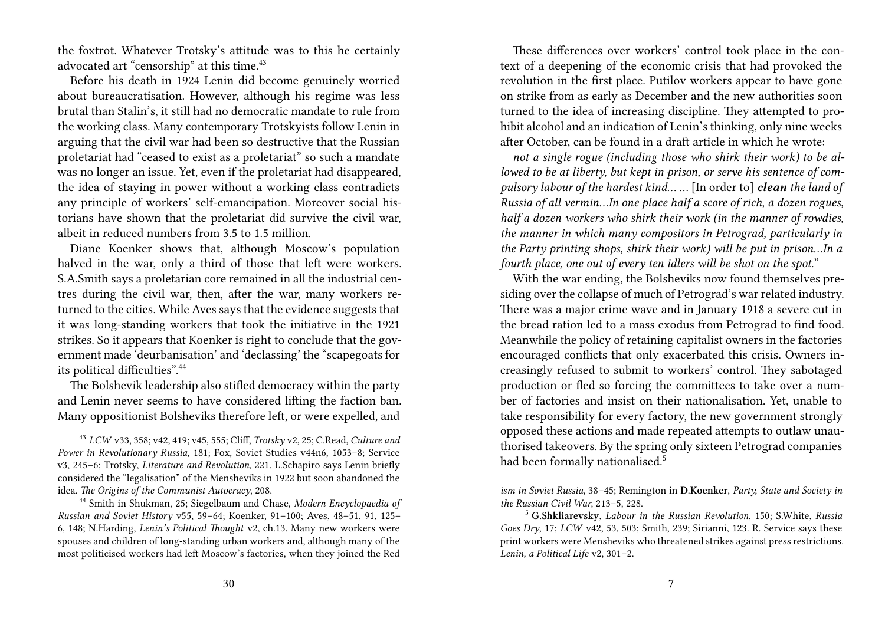the foxtrot. Whatever Trotsky's attitude was to this he certainly advocated art "censorship" at this time.[43]

Before his death in 1924 Lenin did become genuinely worried about bureaucratisation. However, although his regime was less brutal than Stalin's, it still had no democratic mandate to rule from the working class. Many contemporary Trotskyists follow Lenin in arguing that the civil war had been so destructive that the Russian proletariat had "ceased to exist as a proletariat" so such a mandate was no longer an issue. Yet, even if the proletariat had disappeared, the idea of staying in power without a working class contradicts any principle of workers' self-emancipation. Moreover social historians have shown that the proletariat did survive the civil war, albeit in reduced numbers from 3.5 to 1.5 million.

Diane Koenker shows that, although Moscow's population halved in the war, only a third of those that left were workers. S.A.Smith says a proletarian core remained in all the industrial centres during the civil war, then, after the war, many workers returned to the cities. While Aves says that the evidence suggests that it was long-standing workers that took the initiative in the 1921 strikes. So it appears that Koenker is right to conclude that the government made 'deurbanisation' and 'declassing' the "scapegoats for its political difficulties".[44]

The Bolshevik leadership also stifled democracy within the party and Lenin never seems to have considered lifting the faction ban. Many oppositionist Bolsheviks therefore left, or were expelled, and

[43] *LCW* v33, 358; v42, 419; v45, 555; Cliff, *Trotsky* v2, 25; C.Read, *Culture and Power in Revolutionary Russia*, 181; Fox, Soviet Studies v44n6, 1053–8; Service v3, 245–6; Trotsky, *Literature and Revolution*, 221. L.Schapiro says Lenin briefly considered the "legalisation" of the Mensheviks in 1922 but soon abandoned the idea. *The Origins of the Communist Autocracy*, 208.

[44] Smith in Shukman, 25; Siegelbaum and Chase, *Modern Encyclopaedia of Russian and Soviet History* v55, 59–64; Koenker, 91–100; Aves, 48–51, 91, 125–6, 148; N.Harding, *Lenin's Political Thought* v2, ch.13. Many new workers were spouses and children of long-standing urban workers and, although many of the most politicised workers had left Moscow's factories, when they joined the Red

These differences over workers' control took place in the context of a deepening of the economic crisis that had provoked the revolution in the first place. Putilov workers appear to have gone on strike from as early as December and the new authorities soon turned to the idea of increasing discipline. They attempted to prohibit alcohol and an indication of Lenin's thinking, only nine weeks after October, can be found in a draft article in which he wrote:

*not a single rogue (including those who shirk their work) to be allowed to be at liberty, but kept in prison, or serve his sentence of compulsory labour of the hardest kind... ...* [In order to] ***clean*** *the land of Russia of all vermin...In one place half a score of rich, a dozen rogues, half a dozen workers who shirk their work (in the manner of rowdies, the manner in which many compositors in Petrograd, particularly in the Party printing shops, shirk their work) will be put in prison...In a fourth place, one out of every ten idlers will be shot on the spot.*"

With the war ending, the Bolsheviks now found themselves presiding over the collapse of much of Petrograd's war related industry. There was a major crime wave and in January 1918 a severe cut in the bread ration led to a mass exodus from Petrograd to find food. Meanwhile the policy of retaining capitalist owners in the factories encouraged conflicts that only exacerbated this crisis. Owners increasingly refused to submit to workers' control. They sabotaged production or fled so forcing the committees to take over a number of factories and insist on their nationalisation. Yet, unable to take responsibility for every factory, the new government strongly opposed these actions and made repeated attempts to outlaw unauthorised takeovers. By the spring only sixteen Petrograd companies had been formally nationalised.[5]

*ism in Soviet Russia*, 38–45; Remington in **D.Koenker**, *Party, State and Society in the Russian Civil War*, 213–5, 228.

[5] **G.Shkliarevsky**, *Labour in the Russian Revolution*, 150*;* S.White, *Russia Goes Dry*, 17; *LCW* v42, 53, 503; Smith, 239; Sirianni, 123. R. Service says these print workers were Mensheviks who threatened strikes against press restrictions. *Lenin, a Political Life* v2, 301–2.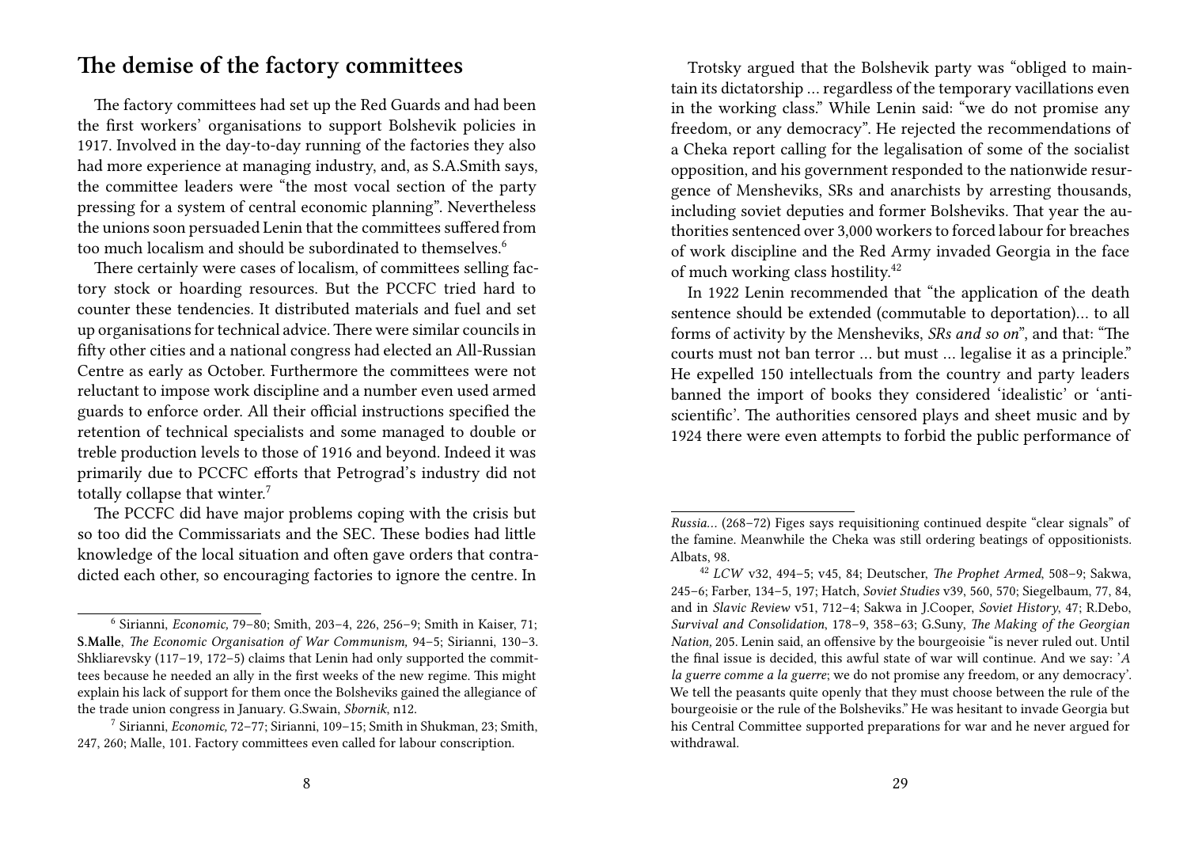## The demise of the factory committees

The factory committees had set up the Red Guards and had been the first workers' organisations to support Bolshevik policies in 1917. Involved in the day-to-day running of the factories they also had more experience at managing industry, and, as S.A.Smith says, the committee leaders were "the most vocal section of the party pressing for a system of central economic planning". Nevertheless the unions soon persuaded Lenin that the committees suffered from too much localism and should be subordinated to themselves.[6]

There certainly were cases of localism, of committees selling factory stock or hoarding resources. But the PCCFC tried hard to counter these tendencies. It distributed materials and fuel and set up organisations for technical advice. There were similar councils in fifty other cities and a national congress had elected an All-Russian Centre as early as October. Furthermore the committees were not reluctant to impose work discipline and a number even used armed guards to enforce order. All their official instructions specified the retention of technical specialists and some managed to double or treble production levels to those of 1916 and beyond. Indeed it was primarily due to PCCFC efforts that Petrograd's industry did not totally collapse that winter.[7]

The PCCFC did have major problems coping with the crisis but so too did the Commissariats and the SEC. These bodies had little knowledge of the local situation and often gave orders that contradicted each other, so encouraging factories to ignore the centre. In

[6] Sirianni, *Economic,* 79–80; Smith, 203–4, 226, 256–9; Smith in Kaiser, 71; **S.Malle**, *The Economic Organisation of War Communism,* 94–5; Sirianni, 130–3. Shkliarevsky (117–19, 172–5) claims that Lenin had only supported the committees because he needed an ally in the first weeks of the new regime. This might explain his lack of support for them once the Bolsheviks gained the allegiance of the trade union congress in January. G.Swain, *Sbornik*, n12.

[7] Sirianni, *Economic,* 72–77; Sirianni, 109–15; Smith in Shukman, 23; Smith, 247, 260; Malle, 101. Factory committees even called for labour conscription.

Trotsky argued that the Bolshevik party was "obliged to maintain its dictatorship … regardless of the temporary vacillations even in the working class." While Lenin said: "we do not promise any freedom, or any democracy". He rejected the recommendations of a Cheka report calling for the legalisation of some of the socialist opposition, and his government responded to the nationwide resurgence of Mensheviks, SRs and anarchists by arresting thousands, including soviet deputies and former Bolsheviks. That year the authorities sentenced over 3,000 workers to forced labour for breaches of work discipline and the Red Army invaded Georgia in the face of much working class hostility.[42]

In 1922 Lenin recommended that "the application of the death sentence should be extended (commutable to deportation)… to all forms of activity by the Mensheviks, *SRs and so on*", and that: "The courts must not ban terror … but must … legalise it as a principle." He expelled 150 intellectuals from the country and party leaders banned the import of books they considered 'idealistic' or 'anti-scientific'. The authorities censored plays and sheet music and by 1924 there were even attempts to forbid the public performance of

*Russia…* (268–72) Figes says requisitioning continued despite "clear signals" of the famine. Meanwhile the Cheka was still ordering beatings of oppositionists. Albats, 98.

[42] *LCW* v32, 494–5; v45, 84; Deutscher, *The Prophet Armed*, 508–9; Sakwa, 245–6; Farber, 134–5, 197; Hatch, *Soviet Studies* v39, 560, 570; Siegelbaum, 77, 84, and in *Slavic Review* v51, 712–4; Sakwa in J.Cooper, *Soviet History*, 47; R.Debo, *Survival and Consolidation*, 178–9, 358–63; G.Suny, *The Making of the Georgian Nation,* 205. Lenin said, an offensive by the bourgeoisie "is never ruled out. Until the final issue is decided, this awful state of war will continue. And we say: '*A la guerre comme a la guerre*; we do not promise any freedom, or any democracy'. We tell the peasants quite openly that they must choose between the rule of the bourgeoisie or the rule of the Bolsheviks." He was hesitant to invade Georgia but his Central Committee supported preparations for war and he never argued for withdrawal.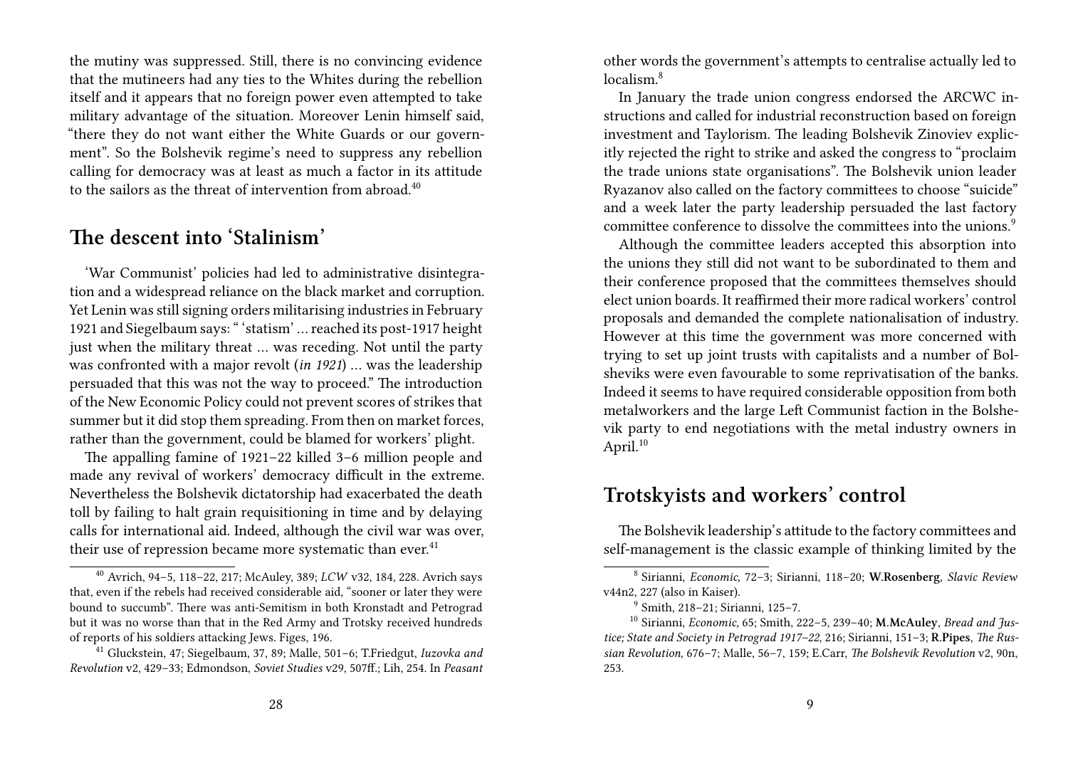the mutiny was suppressed. Still, there is no convincing evidence that the mutineers had any ties to the Whites during the rebellion itself and it appears that no foreign power even attempted to take military advantage of the situation. Moreover Lenin himself said, "there they do not want either the White Guards or our government". So the Bolshevik regime's need to suppress any rebellion calling for democracy was at least as much a factor in its attitude to the sailors as the threat of intervention from abroad.[40]

## The descent into 'Stalinism'

'War Communist' policies had led to administrative disintegration and a widespread reliance on the black market and corruption. Yet Lenin was still signing orders militarising industries in February 1921 and Siegelbaum says: " 'statism' … reached its post-1917 height just when the military threat … was receding. Not until the party was confronted with a major revolt (*in 1921*) … was the leadership persuaded that this was not the way to proceed." The introduction of the New Economic Policy could not prevent scores of strikes that summer but it did stop them spreading. From then on market forces, rather than the government, could be blamed for workers' plight.

The appalling famine of 1921–22 killed 3–6 million people and made any revival of workers' democracy difficult in the extreme. Nevertheless the Bolshevik dictatorship had exacerbated the death toll by failing to halt grain requisitioning in time and by delaying calls for international aid. Indeed, although the civil war was over, their use of repression became more systematic than ever.[41]

[40] Avrich, 94–5, 118–22, 217; McAuley, 389; *LCW* v32, 184, 228. Avrich says that, even if the rebels had received considerable aid, "sooner or later they were bound to succumb". There was anti-Semitism in both Kronstadt and Petrograd but it was no worse than that in the Red Army and Trotsky received hundreds of reports of his soldiers attacking Jews. Figes, 196.

[41] Gluckstein, 47; Siegelbaum, 37, 89; Malle, 501–6; T.Friedgut, *Iuzovka and Revolution* v2, 429–33; Edmondson, *Soviet Studies* v29, 507ff.; Lih, 254. In *Peasant*

other words the government's attempts to centralise actually led to localism.[8]

In January the trade union congress endorsed the ARCWC instructions and called for industrial reconstruction based on foreign investment and Taylorism. The leading Bolshevik Zinoviev explicitly rejected the right to strike and asked the congress to "proclaim the trade unions state organisations". The Bolshevik union leader Ryazanov also called on the factory committees to choose "suicide" and a week later the party leadership persuaded the last factory committee conference to dissolve the committees into the unions.[9]

Although the committee leaders accepted this absorption into the unions they still did not want to be subordinated to them and their conference proposed that the committees themselves should elect union boards. It reaffirmed their more radical workers' control proposals and demanded the complete nationalisation of industry. However at this time the government was more concerned with trying to set up joint trusts with capitalists and a number of Bolsheviks were even favourable to some reprivatisation of the banks. Indeed it seems to have required considerable opposition from both metalworkers and the large Left Communist faction in the Bolshevik party to end negotiations with the metal industry owners in April.[10]

## Trotskyists and workers' control

The Bolshevik leadership's attitude to the factory committees and self-management is the classic example of thinking limited by the

[8] Sirianni, *Economic,* 72–3; Sirianni, 118–20; **W.Rosenberg**, *Slavic Review* v44n2, 227 (also in Kaiser).

[9] Smith, 218–21; Sirianni, 125–7.

[10] Sirianni, *Economic,* 65; Smith, 222–5, 239–40; **M.McAuley**, *Bread and Justice; State and Society in Petrograd 1917–22*, 216; Sirianni, 151–3; **R.Pipes**, *The Russian Revolution*, 676–7; Malle, 56–7, 159; E.Carr, *The Bolshevik Revolution* v2, 90n, 253.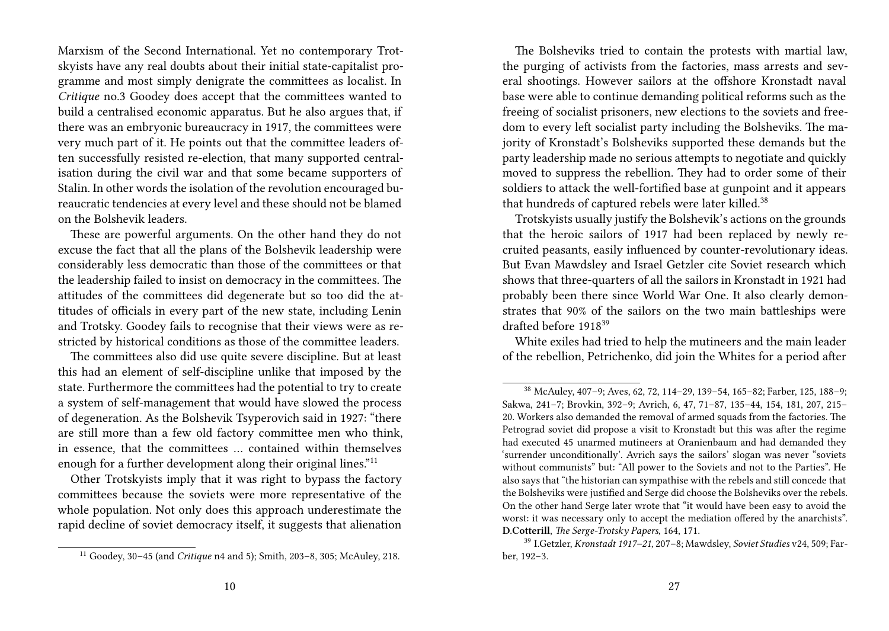Marxism of the Second International. Yet no contemporary Trotskyists have any real doubts about their initial state-capitalist programme and most simply denigrate the committees as localist. In *Critique* no.3 Goodey does accept that the committees wanted to build a centralised economic apparatus. But he also argues that, if there was an embryonic bureaucracy in 1917, the committees were very much part of it. He points out that the committee leaders often successfully resisted re-election, that many supported centralisation during the civil war and that some became supporters of Stalin. In other words the isolation of the revolution encouraged bureaucratic tendencies at every level and these should not be blamed on the Bolshevik leaders.

These are powerful arguments. On the other hand they do not excuse the fact that all the plans of the Bolshevik leadership were considerably less democratic than those of the committees or that the leadership failed to insist on democracy in the committees. The attitudes of the committees did degenerate but so too did the attitudes of officials in every part of the new state, including Lenin and Trotsky. Goodey fails to recognise that their views were as restricted by historical conditions as those of the committee leaders.

The committees also did use quite severe discipline. But at least this had an element of self-discipline unlike that imposed by the state. Furthermore the committees had the potential to try to create a system of self-management that would have slowed the process of degeneration. As the Bolshevik Tsyperovich said in 1927: "there are still more than a few old factory committee men who think, in essence, that the committees … contained within themselves enough for a further development along their original lines."[11]

Other Trotskyists imply that it was right to bypass the factory committees because the soviets were more representative of the whole population. Not only does this approach underestimate the rapid decline of soviet democracy itself, it suggests that alienation

[11] Goodey, 30–45 (and *Critique* n4 and 5); Smith, 203–8, 305; McAuley, 218.

The Bolsheviks tried to contain the protests with martial law, the purging of activists from the factories, mass arrests and several shootings. However sailors at the offshore Kronstadt naval base were able to continue demanding political reforms such as the freeing of socialist prisoners, new elections to the soviets and freedom to every left socialist party including the Bolsheviks. The majority of Kronstadt's Bolsheviks supported these demands but the party leadership made no serious attempts to negotiate and quickly moved to suppress the rebellion. They had to order some of their soldiers to attack the well-fortified base at gunpoint and it appears that hundreds of captured rebels were later killed.[38]

Trotskyists usually justify the Bolshevik's actions on the grounds that the heroic sailors of 1917 had been replaced by newly recruited peasants, easily influenced by counter-revolutionary ideas. But Evan Mawdsley and Israel Getzler cite Soviet research which shows that three-quarters of all the sailors in Kronstadt in 1921 had probably been there since World War One. It also clearly demonstrates that 90% of the sailors on the two main battleships were drafted before 1918[39]

White exiles had tried to help the mutineers and the main leader of the rebellion, Petrichenko, did join the Whites for a period after

[38] McAuley, 407–9; Aves, 62, 72, 114–29, 139–54, 165–82; Farber, 125, 188–9; Sakwa, 241–7; Brovkin, 392–9; Avrich, 6, 47, 71–87, 135–44, 154, 181, 207, 215–20. Workers also demanded the removal of armed squads from the factories. The Petrograd soviet did propose a visit to Kronstadt but this was after the regime had executed 45 unarmed mutineers at Oranienbaum and had demanded they 'surrender unconditionally'. Avrich says the sailors' slogan was never "soviets without communists" but: "All power to the Soviets and not to the Parties". He also says that "the historian can sympathise with the rebels and still concede that the Bolsheviks were justified and Serge did choose the Bolsheviks over the rebels. On the other hand Serge later wrote that "it would have been easy to avoid the worst: it was necessary only to accept the mediation offered by the anarchists". **D.Cotterill**, *The Serge-Trotsky Papers*, 164, 171.

[39] I.Getzler, *Kronstadt 1917–21*, 207–8; Mawdsley, *Soviet Studies* v24, 509; Farber, 192–3.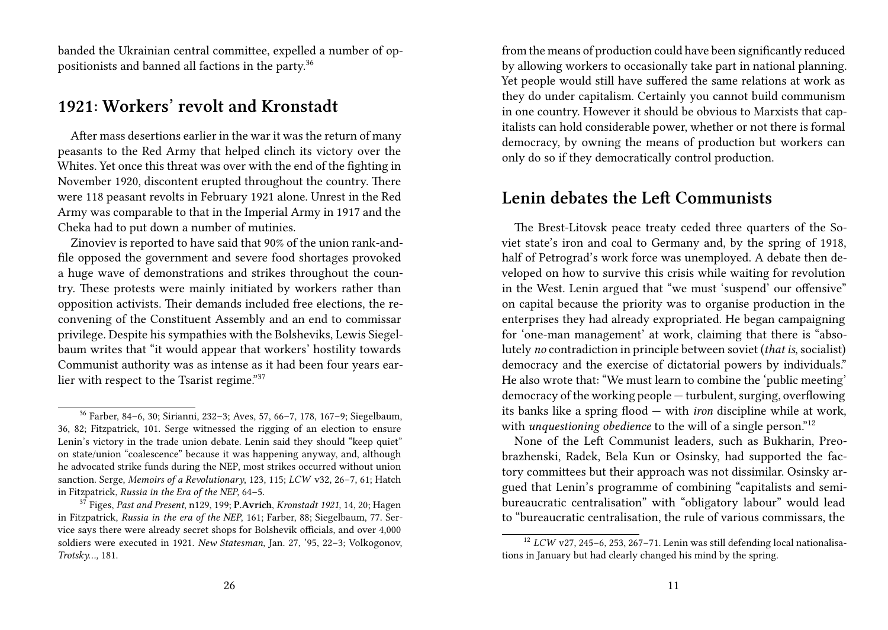banded the Ukrainian central committee, expelled a number of oppositionists and banned all factions in the party.[36]

## 1921: Workers' revolt and Kronstadt

After mass desertions earlier in the war it was the return of many peasants to the Red Army that helped clinch its victory over the Whites. Yet once this threat was over with the end of the fighting in November 1920, discontent erupted throughout the country. There were 118 peasant revolts in February 1921 alone. Unrest in the Red Army was comparable to that in the Imperial Army in 1917 and the Cheka had to put down a number of mutinies.

Zinoviev is reported to have said that 90% of the union rank-and-file opposed the government and severe food shortages provoked a huge wave of demonstrations and strikes throughout the country. These protests were mainly initiated by workers rather than opposition activists. Their demands included free elections, the reconvening of the Constituent Assembly and an end to commissar privilege. Despite his sympathies with the Bolsheviks, Lewis Siegelbaum writes that "it would appear that workers' hostility towards Communist authority was as intense as it had been four years earlier with respect to the Tsarist regime."[37]

[36] Farber, 84–6, 30; Sirianni, 232–3; Aves, 57, 66–7, 178, 167–9; Siegelbaum, 36, 82; Fitzpatrick, 101. Serge witnessed the rigging of an election to ensure Lenin's victory in the trade union debate. Lenin said they should "keep quiet" on state/union "coalescence" because it was happening anyway, and, although he advocated strike funds during the NEP, most strikes occurred without union sanction. Serge, *Memoirs of a Revolutionary*, 123, 115; *LCW* v32, 26–7, 61; Hatch in Fitzpatrick, *Russia in the Era of the NEP*, 64–5.

[37] Figes, *Past and Present*, n129, 199; **P.Avrich**, *Kronstadt 1921*, 14, 20; Hagen in Fitzpatrick, *Russia in the era of the NEP*, 161; Farber, 88; Siegelbaum, 77. Service says there were already secret shops for Bolshevik officials, and over 4,000 soldiers were executed in 1921. *New Statesman*, Jan. 27, '95, 22–3; Volkogonov, *Trotsky…*, 181.

from the means of production could have been significantly reduced by allowing workers to occasionally take part in national planning. Yet people would still have suffered the same relations at work as they do under capitalism. Certainly you cannot build communism in one country. However it should be obvious to Marxists that capitalists can hold considerable power, whether or not there is formal democracy, by owning the means of production but workers can only do so if they democratically control production.

## Lenin debates the Left Communists

The Brest-Litovsk peace treaty ceded three quarters of the Soviet state's iron and coal to Germany and, by the spring of 1918, half of Petrograd's work force was unemployed. A debate then developed on how to survive this crisis while waiting for revolution in the West. Lenin argued that "we must 'suspend' our offensive" on capital because the priority was to organise production in the enterprises they had already expropriated. He began campaigning for 'one-man management' at work, claiming that there is "absolutely *no* contradiction in principle between soviet (*that is*, socialist) democracy and the exercise of dictatorial powers by individuals." He also wrote that: "We must learn to combine the 'public meeting' democracy of the working people — turbulent, surging, overflowing its banks like a spring flood — with *iron* discipline while at work, with *unquestioning obedience* to the will of a single person."[12]

None of the Left Communist leaders, such as Bukharin, Preobrazhenski, Radek, Bela Kun or Osinsky, had supported the factory committees but their approach was not dissimilar. Osinsky argued that Lenin's programme of combining "capitalists and semi-bureaucratic centralisation" with "obligatory labour" would lead to "bureaucratic centralisation, the rule of various commissars, the

[12] *LCW* v27, 245–6, 253, 267–71. Lenin was still defending local nationalisations in January but had clearly changed his mind by the spring.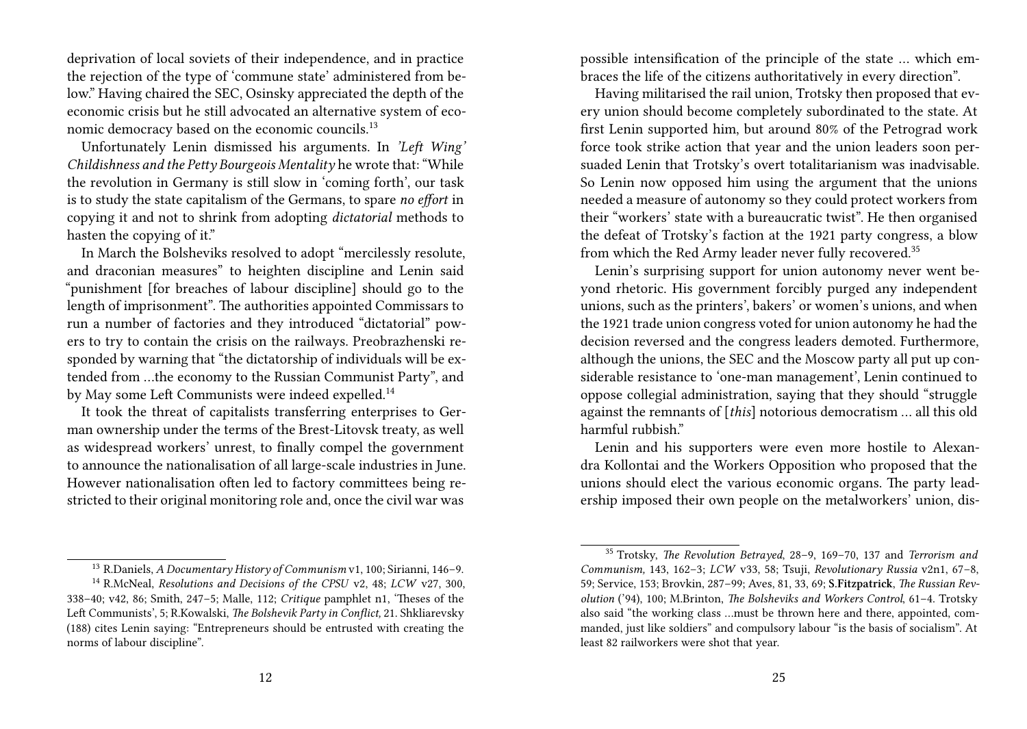deprivation of local soviets of their independence, and in practice the rejection of the type of 'commune state' administered from below." Having chaired the SEC, Osinsky appreciated the depth of the economic crisis but he still advocated an alternative system of economic democracy based on the economic councils.[13]

Unfortunately Lenin dismissed his arguments. In *'Left Wing' Childishness and the Petty Bourgeois Mentality* he wrote that: "While the revolution in Germany is still slow in 'coming forth', our task is to study the state capitalism of the Germans, to spare *no effort* in copying it and not to shrink from adopting *dictatorial* methods to hasten the copying of it."

In March the Bolsheviks resolved to adopt "mercilessly resolute, and draconian measures" to heighten discipline and Lenin said "punishment [for breaches of labour discipline] should go to the length of imprisonment". The authorities appointed Commissars to run a number of factories and they introduced "dictatorial" powers to try to contain the crisis on the railways. Preobrazhenski responded by warning that "the dictatorship of individuals will be extended from …the economy to the Russian Communist Party", and by May some Left Communists were indeed expelled.[14]

It took the threat of capitalists transferring enterprises to German ownership under the terms of the Brest-Litovsk treaty, as well as widespread workers' unrest, to finally compel the government to announce the nationalisation of all large-scale industries in June. However nationalisation often led to factory committees being restricted to their original monitoring role and, once the civil war was

---

[13] R.Daniels, *A Documentary History of Communism* v1, 100; Sirianni, 146–9.

[14] R.McNeal, *Resolutions and Decisions of the CPSU* v2, 48; *LCW* v27, 300, 338–40; v42, 86; Smith, 247–5; Malle, 112; *Critique* pamphlet n1, 'Theses of the Left Communists', 5; R.Kowalski, *The Bolshevik Party in Conflict,* 21. Shkliarevsky (188) cites Lenin saying: "Entrepreneurs should be entrusted with creating the norms of labour discipline".

possible intensification of the principle of the state … which embraces the life of the citizens authoritatively in every direction".

Having militarised the rail union, Trotsky then proposed that every union should become completely subordinated to the state. At first Lenin supported him, but around 80% of the Petrograd work force took strike action that year and the union leaders soon persuaded Lenin that Trotsky's overt totalitarianism was inadvisable. So Lenin now opposed him using the argument that the unions needed a measure of autonomy so they could protect workers from their "workers' state with a bureaucratic twist". He then organised the defeat of Trotsky's faction at the 1921 party congress, a blow from which the Red Army leader never fully recovered.[35]

Lenin's surprising support for union autonomy never went beyond rhetoric. His government forcibly purged any independent unions, such as the printers', bakers' or women's unions, and when the 1921 trade union congress voted for union autonomy he had the decision reversed and the congress leaders demoted. Furthermore, although the unions, the SEC and the Moscow party all put up considerable resistance to 'one-man management', Lenin continued to oppose collegial administration, saying that they should "struggle against the remnants of [*this*] notorious democratism … all this old harmful rubbish."

Lenin and his supporters were even more hostile to Alexandra Kollontai and the Workers Opposition who proposed that the unions should elect the various economic organs. The party leadership imposed their own people on the metalworkers' union, dis-

---

[35] Trotsky, *The Revolution Betrayed*, 28–9, 169–70, 137 and *Terrorism and Communism,* 143, 162–3; *LCW* v33, 58; Tsuji, *Revolutionary Russia* v2n1, 67–8, 59; Service, 153; Brovkin, 287–99; Aves, 81, 33, 69; **S.Fitzpatrick**, *The Russian Revolution* ('94), 100; M.Brinton, *The Bolsheviks and Workers Control*, 61–4. Trotsky also said "the working class …must be thrown here and there, appointed, commanded, just like soldiers" and compulsory labour "is the basis of socialism". At least 82 railworkers were shot that year.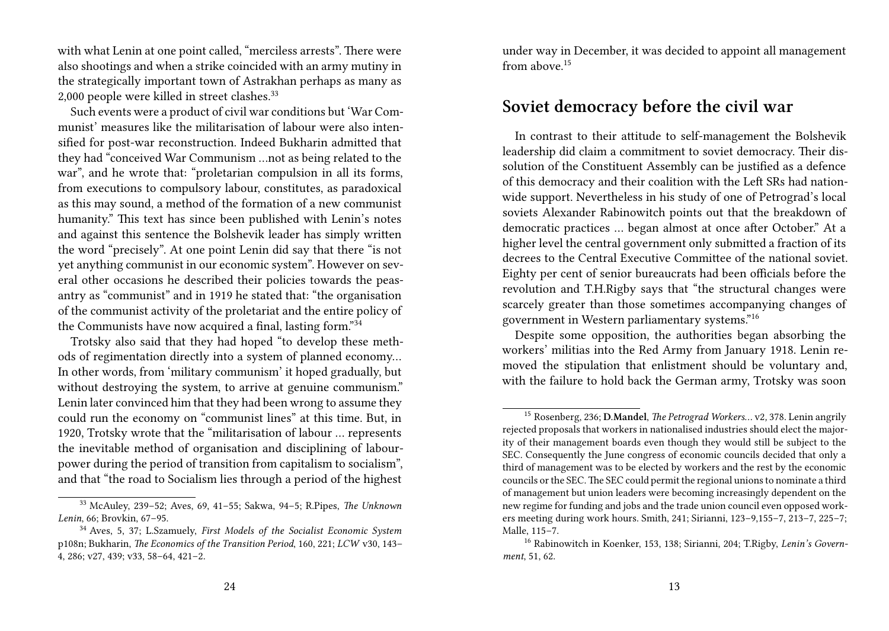with what Lenin at one point called, "merciless arrests". There were also shootings and when a strike coincided with an army mutiny in the strategically important town of Astrakhan perhaps as many as 2,000 people were killed in street clashes.[33]

Such events were a product of civil war conditions but 'War Communist' measures like the militarisation of labour were also intensified for post-war reconstruction. Indeed Bukharin admitted that they had "conceived War Communism …not as being related to the war", and he wrote that: "proletarian compulsion in all its forms, from executions to compulsory labour, constitutes, as paradoxical as this may sound, a method of the formation of a new communist humanity." This text has since been published with Lenin's notes and against this sentence the Bolshevik leader has simply written the word "precisely". At one point Lenin did say that there "is not yet anything communist in our economic system". However on several other occasions he described their policies towards the peasantry as "communist" and in 1919 he stated that: "the organisation of the communist activity of the proletariat and the entire policy of the Communists have now acquired a final, lasting form."[34]

Trotsky also said that they had hoped "to develop these methods of regimentation directly into a system of planned economy… In other words, from 'military communism' it hoped gradually, but without destroying the system, to arrive at genuine communism." Lenin later convinced him that they had been wrong to assume they could run the economy on "communist lines" at this time. But, in 1920, Trotsky wrote that the "militarisation of labour … represents the inevitable method of organisation and disciplining of labour-power during the period of transition from capitalism to socialism", and that "the road to Socialism lies through a period of the highest

[33] McAuley, 239–52; Aves, 69, 41–55; Sakwa, 94–5; R.Pipes, *The Unknown Lenin*, 66; Brovkin, 67–95.

[34] Aves, 5, 37; L.Szamuely, *First Models of the Socialist Economic System* p108n; Bukharin, *The Economics of the Transition Period*, 160, 221; *LCW* v30, 143–4, 286; v27, 439; v33, 58–64, 421–2.

under way in December, it was decided to appoint all management from above.[15]

## Soviet democracy before the civil war

In contrast to their attitude to self-management the Bolshevik leadership did claim a commitment to soviet democracy. Their dissolution of the Constituent Assembly can be justified as a defence of this democracy and their coalition with the Left SRs had nationwide support. Nevertheless in his study of one of Petrograd's local soviets Alexander Rabinowitch points out that the breakdown of democratic practices … began almost at once after October." At a higher level the central government only submitted a fraction of its decrees to the Central Executive Committee of the national soviet. Eighty per cent of senior bureaucrats had been officials before the revolution and T.H.Rigby says that "the structural changes were scarcely greater than those sometimes accompanying changes of government in Western parliamentary systems."[16]

Despite some opposition, the authorities began absorbing the workers' militias into the Red Army from January 1918. Lenin removed the stipulation that enlistment should be voluntary and, with the failure to hold back the German army, Trotsky was soon

[15] Rosenberg, 236; **D.Mandel**, *The Petrograd Workers…* v2, 378. Lenin angrily rejected proposals that workers in nationalised industries should elect the majority of their management boards even though they would still be subject to the SEC. Consequently the June congress of economic councils decided that only a third of management was to be elected by workers and the rest by the economic councils or the SEC. The SEC could permit the regional unions to nominate a third of management but union leaders were becoming increasingly dependent on the new regime for funding and jobs and the trade union council even opposed workers meeting during work hours. Smith, 241; Sirianni, 123–9,155–7, 213–7, 225–7; Malle, 115–7.

[16] Rabinowitch in Koenker, 153, 138; Sirianni, 204; T.Rigby, *Lenin's Government*, 51, 62.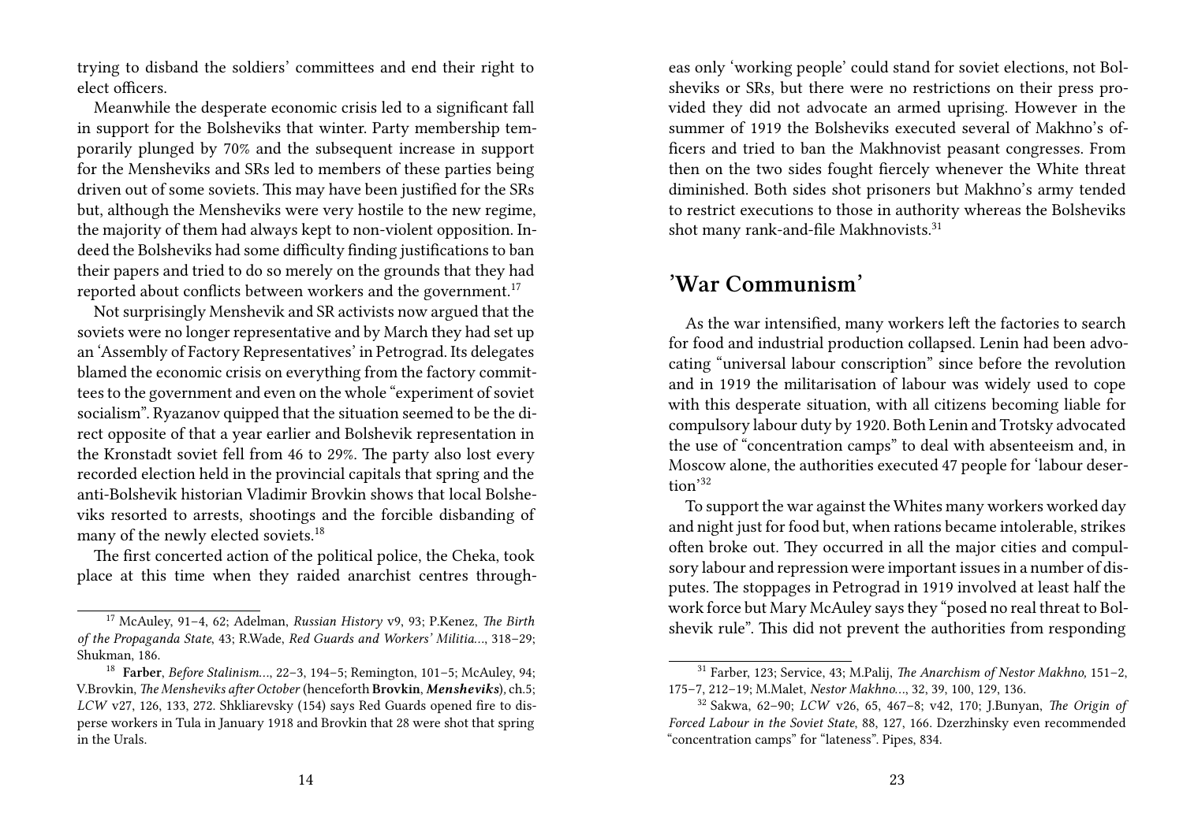trying to disband the soldiers' committees and end their right to elect officers.

Meanwhile the desperate economic crisis led to a significant fall in support for the Bolsheviks that winter. Party membership temporarily plunged by 70% and the subsequent increase in support for the Mensheviks and SRs led to members of these parties being driven out of some soviets. This may have been justified for the SRs but, although the Mensheviks were very hostile to the new regime, the majority of them had always kept to non-violent opposition. Indeed the Bolsheviks had some difficulty finding justifications to ban their papers and tried to do so merely on the grounds that they had reported about conflicts between workers and the government.[17]

Not surprisingly Menshevik and SR activists now argued that the soviets were no longer representative and by March they had set up an 'Assembly of Factory Representatives' in Petrograd. Its delegates blamed the economic crisis on everything from the factory committees to the government and even on the whole "experiment of soviet socialism". Ryazanov quipped that the situation seemed to be the direct opposite of that a year earlier and Bolshevik representation in the Kronstadt soviet fell from 46 to 29%. The party also lost every recorded election held in the provincial capitals that spring and the anti-Bolshevik historian Vladimir Brovkin shows that local Bolsheviks resorted to arrests, shootings and the forcible disbanding of many of the newly elected soviets.[18]

The first concerted action of the political police, the Cheka, took place at this time when they raided anarchist centres throughout

[17] McAuley, 91–4, 62; Adelman, *Russian History* v9, 93; P.Kenez, *The Birth of the Propaganda State*, 43; R.Wade, *Red Guards and Workers' Militia…*, 318–29; Shukman, 186.

[18] **Farber**, *Before Stalinism…*, 22–3, 194–5; Remington, 101–5; McAuley, 94; V.Brovkin, *The Mensheviks after October* (henceforth **Brovkin**, ***Mensheviks***), ch.5; *LCW* v27, 126, 133, 272. Shkliarevsky (154) says Red Guards opened fire to disperse workers in Tula in January 1918 and Brovkin that 28 were shot that spring in the Urals.

eas only 'working people' could stand for soviet elections, not Bolsheviks or SRs, but there were no restrictions on their press provided they did not advocate an armed uprising. However in the summer of 1919 the Bolsheviks executed several of Makhno's officers and tried to ban the Makhnovist peasant congresses. From then on the two sides fought fiercely whenever the White threat diminished. Both sides shot prisoners but Makhno's army tended to restrict executions to those in authority whereas the Bolsheviks shot many rank-and-file Makhnovists.[31]

## 'War Communism'

As the war intensified, many workers left the factories to search for food and industrial production collapsed. Lenin had been advocating "universal labour conscription" since before the revolution and in 1919 the militarisation of labour was widely used to cope with this desperate situation, with all citizens becoming liable for compulsory labour duty by 1920. Both Lenin and Trotsky advocated the use of "concentration camps" to deal with absenteeism and, in Moscow alone, the authorities executed 47 people for 'labour desertion'[32]

To support the war against the Whites many workers worked day and night just for food but, when rations became intolerable, strikes often broke out. They occurred in all the major cities and compulsory labour and repression were important issues in a number of disputes. The stoppages in Petrograd in 1919 involved at least half the work force but Mary McAuley says they "posed no real threat to Bolshevik rule". This did not prevent the authorities from responding

[31] Farber, 123; Service, 43; M.Palij, *The Anarchism of Nestor Makhno,* 151–2, 175–7, 212–19; M.Malet, *Nestor Makhno…*, 32, 39, 100, 129, 136.

[32] Sakwa, 62–90; *LCW* v26, 65, 467–8; v42, 170; J.Bunyan, *The Origin of Forced Labour in the Soviet State*, 88, 127, 166. Dzerzhinsky even recommended "concentration camps" for "lateness". Pipes, 834.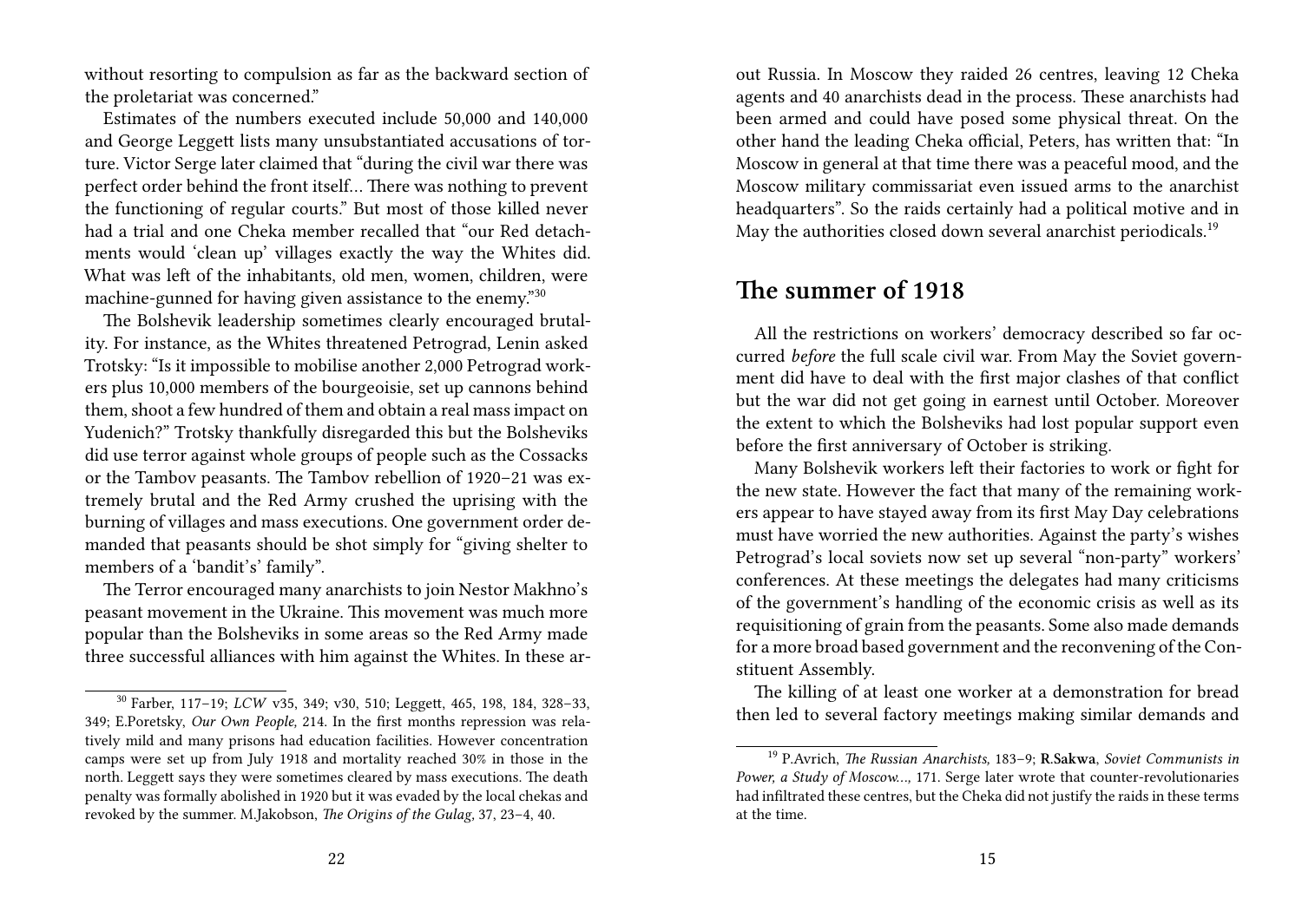without resorting to compulsion as far as the backward section of the proletariat was concerned."

Estimates of the numbers executed include 50,000 and 140,000 and George Leggett lists many unsubstantiated accusations of torture. Victor Serge later claimed that "during the civil war there was perfect order behind the front itself… There was nothing to prevent the functioning of regular courts." But most of those killed never had a trial and one Cheka member recalled that "our Red detachments would 'clean up' villages exactly the way the Whites did. What was left of the inhabitants, old men, women, children, were machine-gunned for having given assistance to the enemy."[30]

The Bolshevik leadership sometimes clearly encouraged brutality. For instance, as the Whites threatened Petrograd, Lenin asked Trotsky: "Is it impossible to mobilise another 2,000 Petrograd workers plus 10,000 members of the bourgeoisie, set up cannons behind them, shoot a few hundred of them and obtain a real mass impact on Yudenich?" Trotsky thankfully disregarded this but the Bolsheviks did use terror against whole groups of people such as the Cossacks or the Tambov peasants. The Tambov rebellion of 1920–21 was extremely brutal and the Red Army crushed the uprising with the burning of villages and mass executions. One government order demanded that peasants should be shot simply for "giving shelter to members of a 'bandit's' family".

The Terror encouraged many anarchists to join Nestor Makhno's peasant movement in the Ukraine. This movement was much more popular than the Bolsheviks in some areas so the Red Army made three successful alliances with him against the Whites. In these ar-

[30] Farber, 117–19; *LCW* v35, 349; v30, 510; Leggett, 465, 198, 184, 328–33, 349; E.Poretsky, *Our Own People,* 214. In the first months repression was relatively mild and many prisons had education facilities. However concentration camps were set up from July 1918 and mortality reached 30% in those in the north. Leggett says they were sometimes cleared by mass executions. The death penalty was formally abolished in 1920 but it was evaded by the local chekas and revoked by the summer. M.Jakobson, *The Origins of the Gulag,* 37, 23–4, 40.

out Russia. In Moscow they raided 26 centres, leaving 12 Cheka agents and 40 anarchists dead in the process. These anarchists had been armed and could have posed some physical threat. On the other hand the leading Cheka official, Peters, has written that: "In Moscow in general at that time there was a peaceful mood, and the Moscow military commissariat even issued arms to the anarchist headquarters". So the raids certainly had a political motive and in May the authorities closed down several anarchist periodicals.[19]

## The summer of 1918

All the restrictions on workers' democracy described so far occurred *before* the full scale civil war. From May the Soviet government did have to deal with the first major clashes of that conflict but the war did not get going in earnest until October. Moreover the extent to which the Bolsheviks had lost popular support even before the first anniversary of October is striking.

Many Bolshevik workers left their factories to work or fight for the new state. However the fact that many of the remaining workers appear to have stayed away from its first May Day celebrations must have worried the new authorities. Against the party's wishes Petrograd's local soviets now set up several "non-party" workers' conferences. At these meetings the delegates had many criticisms of the government's handling of the economic crisis as well as its requisitioning of grain from the peasants. Some also made demands for a more broad based government and the reconvening of the Constituent Assembly.

The killing of at least one worker at a demonstration for bread then led to several factory meetings making similar demands and

[19] P.Avrich, *The Russian Anarchists,* 183–9; **R.Sakwa**, *Soviet Communists in Power, a Study of Moscow…,* 171. Serge later wrote that counter-revolutionaries had infiltrated these centres, but the Cheka did not justify the raids in these terms at the time.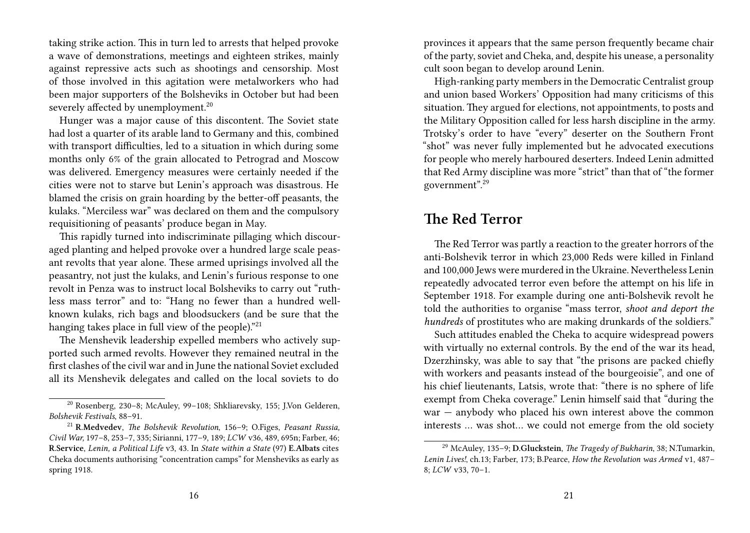taking strike action. This in turn led to arrests that helped provoke a wave of demonstrations, meetings and eighteen strikes, mainly against repressive acts such as shootings and censorship. Most of those involved in this agitation were metalworkers who had been major supporters of the Bolsheviks in October but had been severely affected by unemployment.[20]

Hunger was a major cause of this discontent. The Soviet state had lost a quarter of its arable land to Germany and this, combined with transport difficulties, led to a situation in which during some months only 6% of the grain allocated to Petrograd and Moscow was delivered. Emergency measures were certainly needed if the cities were not to starve but Lenin's approach was disastrous. He blamed the crisis on grain hoarding by the better-off peasants, the kulaks. "Merciless war" was declared on them and the compulsory requisitioning of peasants' produce began in May.

This rapidly turned into indiscriminate pillaging which discouraged planting and helped provoke over a hundred large scale peasant revolts that year alone. These armed uprisings involved all the peasantry, not just the kulaks, and Lenin's furious response to one revolt in Penza was to instruct local Bolsheviks to carry out "ruthless mass terror" and to: "Hang no fewer than a hundred well-known kulaks, rich bags and bloodsuckers (and be sure that the hanging takes place in full view of the people)."[21]

The Menshevik leadership expelled members who actively supported such armed revolts. However they remained neutral in the first clashes of the civil war and in June the national Soviet excluded all its Menshevik delegates and called on the local soviets to do

[20] Rosenberg, 230–8; McAuley, 99–108; Shkliarevsky, 155; J.Von Gelderen, *Bolshevik Festivals*, 88–91.

[21] **R.Medvedev**, *The Bolshevik Revolution*, 156–9; O.Figes, *Peasant Russia, Civil War*, 197–8, 253–7, 335; Sirianni, 177–9, 189; *LCW* v36, 489, 695n; Farber, 46; **R.Service**, *Lenin, a Political Life* v3, 43. In *State within a State* (97) **E.Albats** cites Cheka documents authorising "concentration camps" for Mensheviks as early as spring 1918.

provinces it appears that the same person frequently became chair of the party, soviet and Cheka, and, despite his unease, a personality cult soon began to develop around Lenin.

High-ranking party members in the Democratic Centralist group and union based Workers' Opposition had many criticisms of this situation. They argued for elections, not appointments, to posts and the Military Opposition called for less harsh discipline in the army. Trotsky's order to have "every" deserter on the Southern Front "shot" was never fully implemented but he advocated executions for people who merely harboured deserters. Indeed Lenin admitted that Red Army discipline was more "strict" than that of "the former government".[29]

## The Red Terror

The Red Terror was partly a reaction to the greater horrors of the anti-Bolshevik terror in which 23,000 Reds were killed in Finland and 100,000 Jews were murdered in the Ukraine. Nevertheless Lenin repeatedly advocated terror even before the attempt on his life in September 1918. For example during one anti-Bolshevik revolt he told the authorities to organise "mass terror, *shoot and deport the hundreds* of prostitutes who are making drunkards of the soldiers."

Such attitudes enabled the Cheka to acquire widespread powers with virtually no external controls. By the end of the war its head, Dzerzhinsky, was able to say that "the prisons are packed chiefly with workers and peasants instead of the bourgeoisie", and one of his chief lieutenants, Latsis, wrote that: "there is no sphere of life exempt from Cheka coverage." Lenin himself said that "during the war — anybody who placed his own interest above the common interests … was shot… we could not emerge from the old society

[29] McAuley, 135–9; **D.Gluckstein**, *The Tragedy of Bukharin*, 38; N.Tumarkin, *Lenin Lives!*, ch.13; Farber, 173; B.Pearce, *How the Revolution was Armed* v1, 487–8; *LCW* v33, 70–1.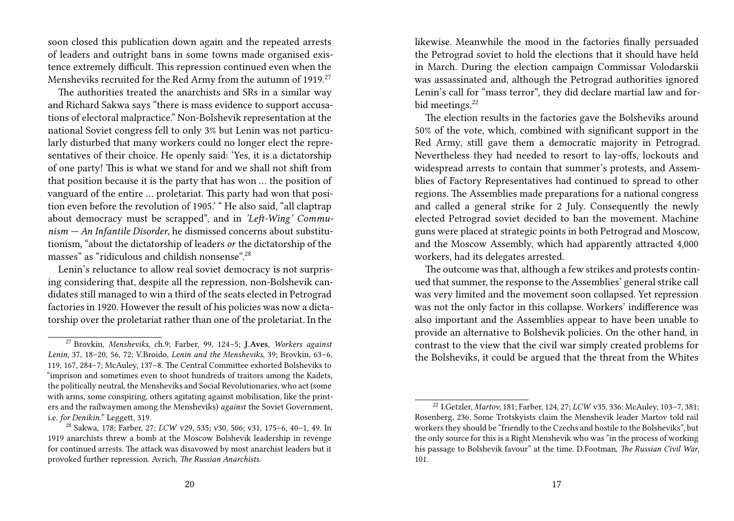soon closed this publication down again and the repeated arrests of leaders and outright bans in some towns made organised existence extremely difficult. This repression continued even when the Mensheviks recruited for the Red Army from the autumn of 1919.[27]

The authorities treated the anarchists and SRs in a similar way and Richard Sakwa says "there is mass evidence to support accusations of electoral malpractice." Non-Bolshevik representation at the national Soviet congress fell to only 3% but Lenin was not particularly disturbed that many workers could no longer elect the representatives of their choice. He openly said: 'Yes, it is a dictatorship of one party! This is what we stand for and we shall not shift from that position because it is the party that has won … the position of vanguard of the entire … proletariat. This party had won that position even before the revolution of 1905.' " He also said, "all claptrap about democracy must be scrapped", and in *'Left-Wing' Communism — An Infantile Disorder*, he dismissed concerns about substitutionism, "about the dictatorship of leaders *or* the dictatorship of the masses" as "ridiculous and childish nonsense".[28]

Lenin's reluctance to allow real soviet democracy is not surprising considering that, despite all the repression, non-Bolshevik candidates still managed to win a third of the seats elected in Petrograd factories in 1920. However the result of his policies was now a dictatorship over the proletariat rather than one of the proletariat. In the

---

[27] Brovkin, *Mensheviks*, ch.9; Farber, 99, 124–5; **J.Aves**, *Workers against Lenin*, 37, 18–20, 56, 72; V.Broido, *Lenin and the Mensheviks*, 39; Brovkin, 63–6, 119, 167, 284–7; McAuley, 137–8. The Central Committee exhorted Bolsheviks to "imprison and sometimes even to shoot hundreds of traitors among the Kadets, the politically neutral, the Mensheviks and Social Revolutionaries, who act (some with arms, some conspiring, others agitating against mobilisation, like the printers and the railwaymen among the Mensheviks) *against* the Soviet Government, i.e. *for Denikin*." Leggett, 319.

[28] Sakwa, 178; Farber, 27; *LCW* v29, 535; v30, 506; v31, 175–6, 40–1, 49. In 1919 anarchists threw a bomb at the Moscow Bolshevik leadership in revenge for continued arrests. The attack was disavowed by most anarchist leaders but it provoked further repression. Avrich, *The Russian Anarchists*.

---

likewise. Meanwhile the mood in the factories finally persuaded the Petrograd soviet to hold the elections that it should have held in March. During the election campaign Commissar Volodarskii was assassinated and, although the Petrograd authorities ignored Lenin's call for "mass terror", they did declare martial law and forbid meetings.[22]

The election results in the factories gave the Bolsheviks around 50% of the vote, which, combined with significant support in the Red Army, still gave them a democratic majority in Petrograd. Nevertheless they had needed to resort to lay-offs, lockouts and widespread arrests to contain that summer's protests, and Assemblies of Factory Representatives had continued to spread to other regions. The Assemblies made preparations for a national congress and called a general strike for 2 July. Consequently the newly elected Petrograd soviet decided to ban the movement. Machine guns were placed at strategic points in both Petrograd and Moscow, and the Moscow Assembly, which had apparently attracted 4,000 workers, had its delegates arrested.

The outcome was that, although a few strikes and protests continued that summer, the response to the Assemblies' general strike call was very limited and the movement soon collapsed. Yet repression was not the only factor in this collapse. Workers' indifference was also important and the Assemblies appear to have been unable to provide an alternative to Bolshevik policies. On the other hand, in contrast to the view that the civil war simply created problems for the Bolsheviks, it could be argued that the threat from the Whites

---

[22] I.Getzler, *Martov*, 181; Farber, 124, 27; *LCW* v35, 336; McAuley, 103–7, 381; Rosenberg, 236. Some Trotskyists claim the Menshevik leader Martov told rail workers they should be "friendly to the Czechs and hostile to the Bolsheviks", but the only source for this is a Right Menshevik who was "in the process of working his passage to Bolshevik favour" at the time. D.Footman, *The Russian Civil War*, 101.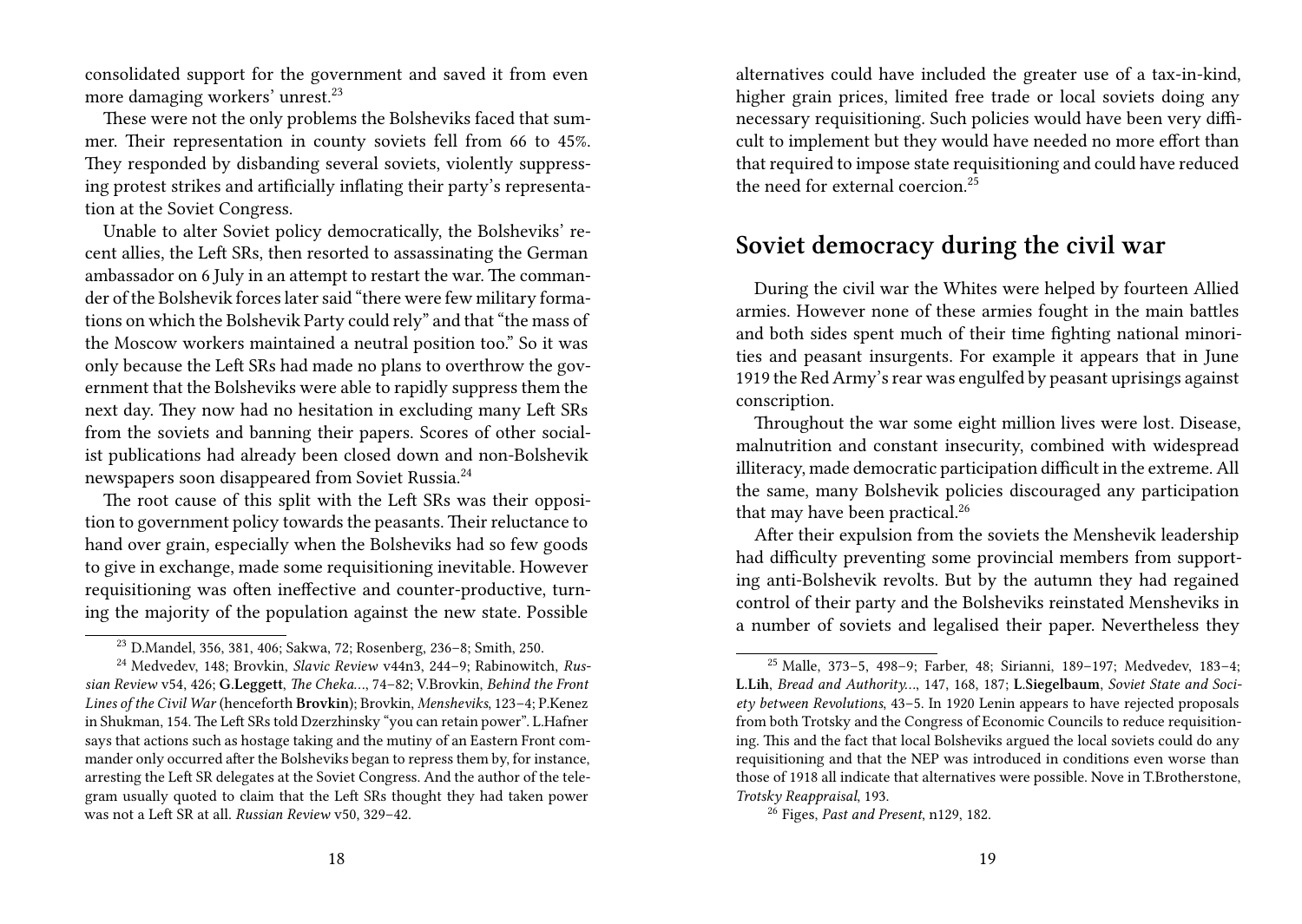consolidated support for the government and saved it from even more damaging workers' unrest.[23]

These were not the only problems the Bolsheviks faced that summer. Their representation in county soviets fell from 66 to 45%. They responded by disbanding several soviets, violently suppressing protest strikes and artificially inflating their party's representation at the Soviet Congress.

Unable to alter Soviet policy democratically, the Bolsheviks' recent allies, the Left SRs, then resorted to assassinating the German ambassador on 6 July in an attempt to restart the war. The commander of the Bolshevik forces later said "there were few military formations on which the Bolshevik Party could rely" and that "the mass of the Moscow workers maintained a neutral position too." So it was only because the Left SRs had made no plans to overthrow the government that the Bolsheviks were able to rapidly suppress them the next day. They now had no hesitation in excluding many Left SRs from the soviets and banning their papers. Scores of other socialist publications had already been closed down and non-Bolshevik newspapers soon disappeared from Soviet Russia.[24]

The root cause of this split with the Left SRs was their opposition to government policy towards the peasants. Their reluctance to hand over grain, especially when the Bolsheviks had so few goods to give in exchange, made some requisitioning inevitable. However requisitioning was often ineffective and counter-productive, turning the majority of the population against the new state. Possible alternatives could have included the greater use of a tax-in-kind, higher grain prices, limited free trade or local soviets doing any necessary requisitioning. Such policies would have been very difficult to implement but they would have needed no more effort than that required to impose state requisitioning and could have reduced the need for external coercion.[25]

## Soviet democracy during the civil war

During the civil war the Whites were helped by fourteen Allied armies. However none of these armies fought in the main battles and both sides spent much of their time fighting national minorities and peasant insurgents. For example it appears that in June 1919 the Red Army's rear was engulfed by peasant uprisings against conscription.

Throughout the war some eight million lives were lost. Disease, malnutrition and constant insecurity, combined with widespread illiteracy, made democratic participation difficult in the extreme. All the same, many Bolshevik policies discouraged any participation that may have been practical.[26]

After their expulsion from the soviets the Menshevik leadership had difficulty preventing some provincial members from supporting anti-Bolshevik revolts. But by the autumn they had regained control of their party and the Bolsheviks reinstated Mensheviks in a number of soviets and legalised their paper. Nevertheless they

---

[23] D.Mandel, 356, 381, 406; Sakwa, 72; Rosenberg, 236–8; Smith, 250.

[24] Medvedev, 148; Brovkin, *Slavic Review* v44n3, 244–9; Rabinowitch, *Russian Review* v54, 426; **G.Leggett**, *The Cheka…*, 74–82; V.Brovkin, *Behind the Front Lines of the Civil War* (henceforth **Brovkin**); Brovkin, *Mensheviks*, 123–4; P.Kenez in Shukman, 154. The Left SRs told Dzerzhinsky "you can retain power". L.Hafner says that actions such as hostage taking and the mutiny of an Eastern Front commander only occurred after the Bolsheviks began to repress them by, for instance, arresting the Left SR delegates at the Soviet Congress. And the author of the telegram usually quoted to claim that the Left SRs thought they had taken power was not a Left SR at all. *Russian Review* v50, 329–42.

[25] Malle, 373–5, 498–9; Farber, 48; Sirianni, 189–197; Medvedev, 183–4; **L.Lih**, *Bread and Authority…*, 147, 168, 187; **L.Siegelbaum**, *Soviet State and Society between Revolutions*, 43–5. In 1920 Lenin appears to have rejected proposals from both Trotsky and the Congress of Economic Councils to reduce requisitioning. This and the fact that local Bolsheviks argued the local soviets could do any requisitioning and that the NEP was introduced in conditions even worse than those of 1918 all indicate that alternatives were possible. Nove in T.Brotherstone, *Trotsky Reappraisal*, 193.

[26] Figes, *Past and Present*, n129, 182.